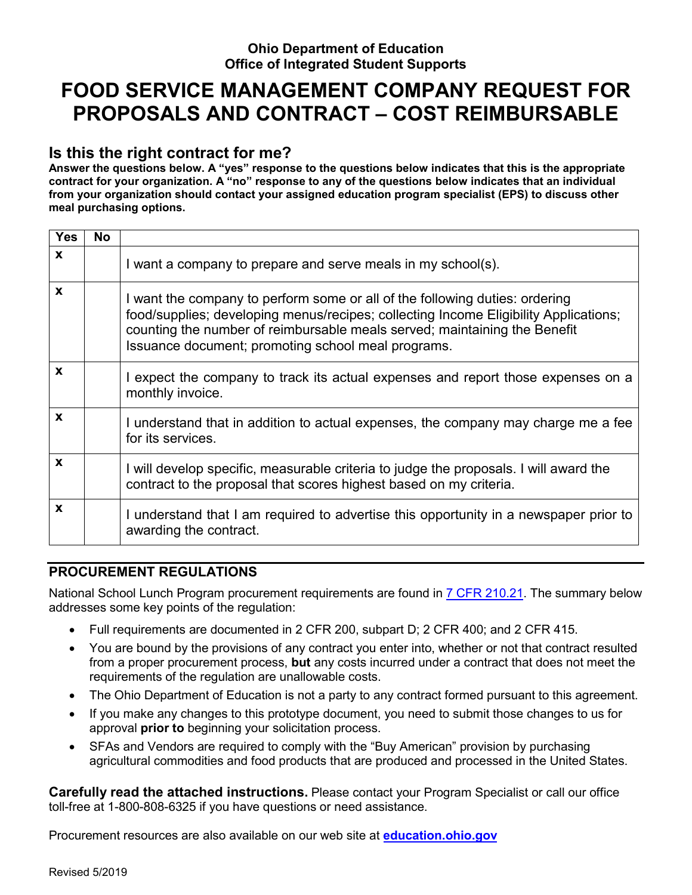**Ohio Department of Education**
**Office of Integrated Student Supports**

# FOOD SERVICE MANAGEMENT COMPANY REQUEST FOR PROPOSALS AND CONTRACT – COST REIMBURSABLE

## Is this the right contract for me?

**Answer the questions below. A "yes" response to the questions below indicates that this is the appropriate contract for your organization. A "no" response to any of the questions below indicates that an individual from your organization should contact your assigned education program specialist (EPS) to discuss other meal purchasing options.**

| Yes | No | |
|---|---|---|
| x | | I want a company to prepare and serve meals in my school(s). |
| x | | I want the company to perform some or all of the following duties: ordering food/supplies; developing menus/recipes; collecting Income Eligibility Applications; counting the number of reimbursable meals served; maintaining the Benefit Issuance document; promoting school meal programs. |
| x | | I expect the company to track its actual expenses and report those expenses on a monthly invoice. |
| x | | I understand that in addition to actual expenses, the company may charge me a fee for its services. |
| x | | I will develop specific, measurable criteria to judge the proposals. I will award the contract to the proposal that scores highest based on my criteria. |
| x | | I understand that I am required to advertise this opportunity in a newspaper prior to awarding the contract. |

## PROCUREMENT REGULATIONS

National School Lunch Program procurement requirements are found in 7 CFR 210.21. The summary below addresses some key points of the regulation:

- Full requirements are documented in 2 CFR 200, subpart D; 2 CFR 400; and 2 CFR 415.
- You are bound by the provisions of any contract you enter into, whether or not that contract resulted from a proper procurement process, **but** any costs incurred under a contract that does not meet the requirements of the regulation are unallowable costs.
- The Ohio Department of Education is not a party to any contract formed pursuant to this agreement.
- If you make any changes to this prototype document, you need to submit those changes to us for approval **prior to** beginning your solicitation process.
- SFAs and Vendors are required to comply with the "Buy American" provision by purchasing agricultural commodities and food products that are produced and processed in the United States.

**Carefully read the attached instructions.** Please contact your Program Specialist or call our office toll-free at 1-800-808-6325 if you have questions or need assistance.

Procurement resources are also available on our web site at **education.ohio.gov**

Revised 5/2019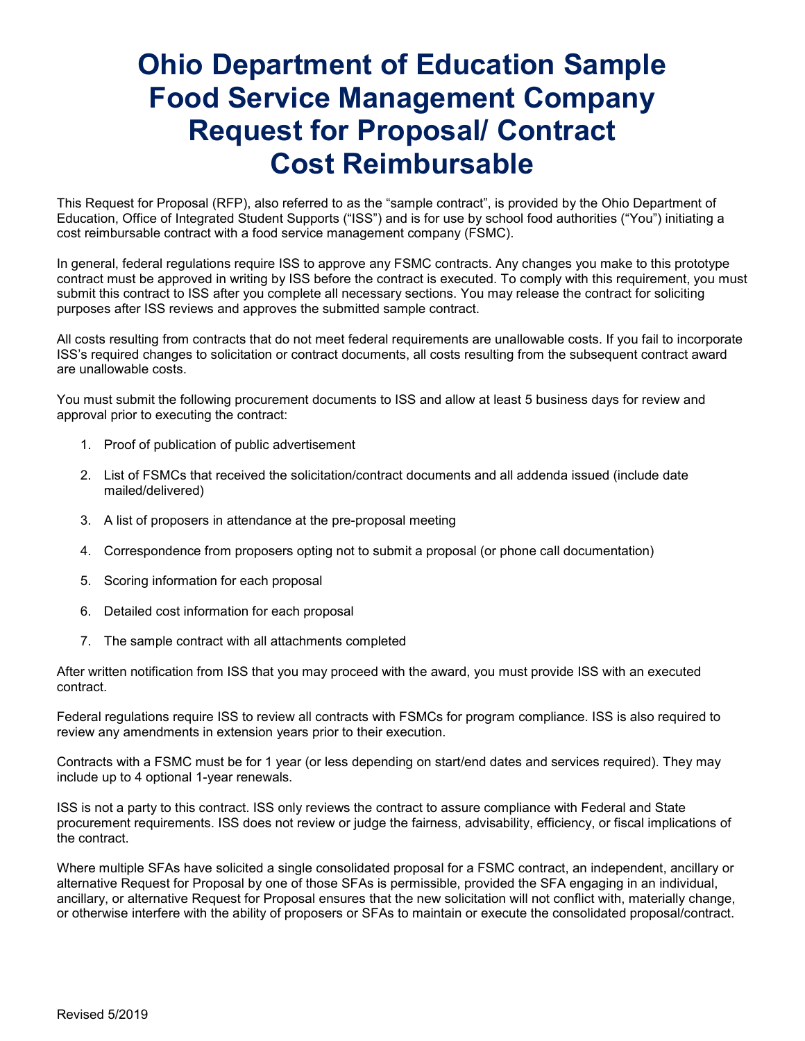# Ohio Department of Education Sample Food Service Management Company Request for Proposal/ Contract Cost Reimbursable

This Request for Proposal (RFP), also referred to as the "sample contract", is provided by the Ohio Department of Education, Office of Integrated Student Supports ("ISS") and is for use by school food authorities ("You") initiating a cost reimbursable contract with a food service management company (FSMC).

In general, federal regulations require ISS to approve any FSMC contracts. Any changes you make to this prototype contract must be approved in writing by ISS before the contract is executed. To comply with this requirement, you must submit this contract to ISS after you complete all necessary sections. You may release the contract for soliciting purposes after ISS reviews and approves the submitted sample contract.

All costs resulting from contracts that do not meet federal requirements are unallowable costs. If you fail to incorporate ISS's required changes to solicitation or contract documents, all costs resulting from the subsequent contract award are unallowable costs.

You must submit the following procurement documents to ISS and allow at least 5 business days for review and approval prior to executing the contract:

1. Proof of publication of public advertisement
2. List of FSMCs that received the solicitation/contract documents and all addenda issued (include date mailed/delivered)
3. A list of proposers in attendance at the pre-proposal meeting
4. Correspondence from proposers opting not to submit a proposal (or phone call documentation)
5. Scoring information for each proposal
6. Detailed cost information for each proposal
7. The sample contract with all attachments completed

After written notification from ISS that you may proceed with the award, you must provide ISS with an executed contract.

Federal regulations require ISS to review all contracts with FSMCs for program compliance. ISS is also required to review any amendments in extension years prior to their execution.

Contracts with a FSMC must be for 1 year (or less depending on start/end dates and services required). They may include up to 4 optional 1-year renewals.

ISS is not a party to this contract. ISS only reviews the contract to assure compliance with Federal and State procurement requirements. ISS does not review or judge the fairness, advisability, efficiency, or fiscal implications of the contract.

Where multiple SFAs have solicited a single consolidated proposal for a FSMC contract, an independent, ancillary or alternative Request for Proposal by one of those SFAs is permissible, provided the SFA engaging in an individual, ancillary, or alternative Request for Proposal ensures that the new solicitation will not conflict with, materially change, or otherwise interfere with the ability of proposers or SFAs to maintain or execute the consolidated proposal/contract.

Revised 5/2019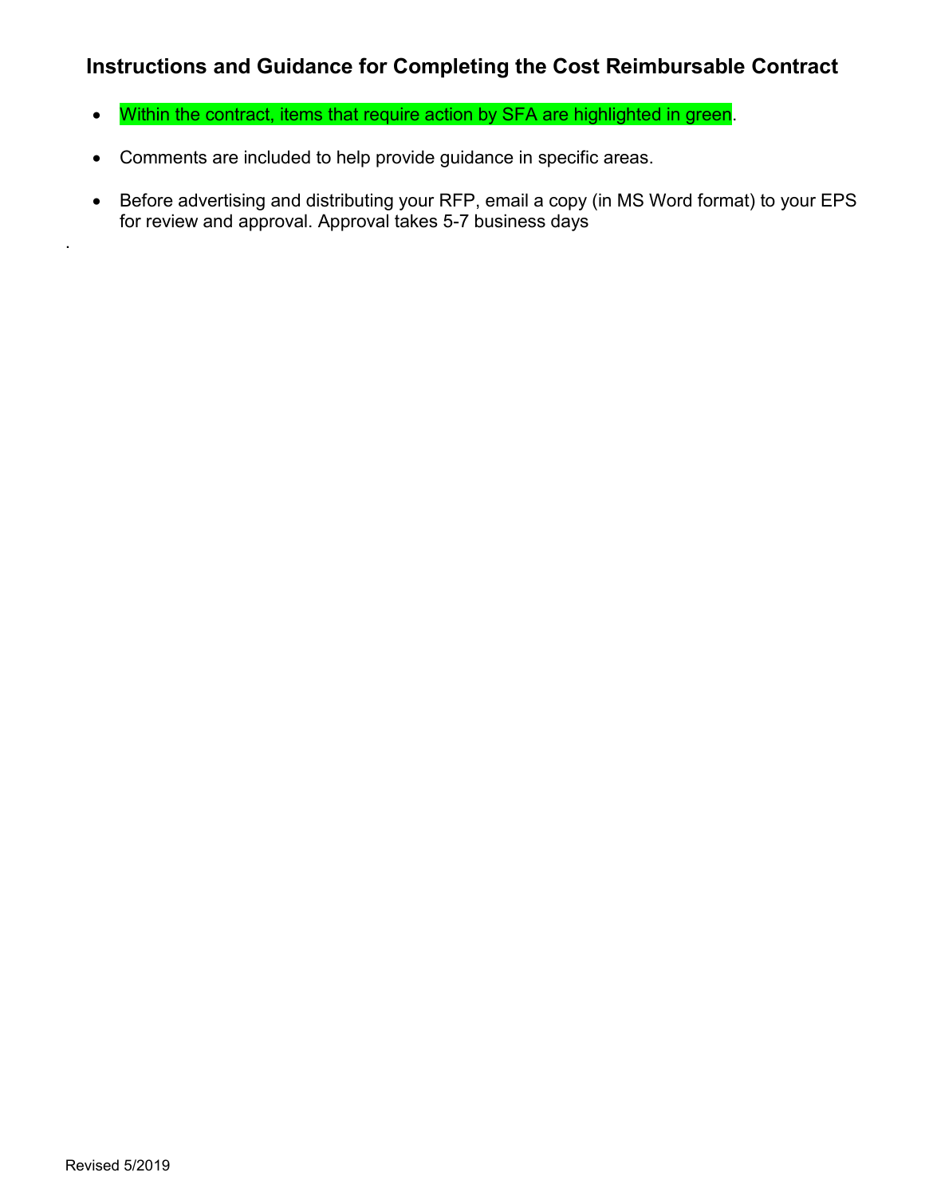## Instructions and Guidance for Completing the Cost Reimbursable Contract

- Within the contract, items that require action by SFA are highlighted in green.
- Comments are included to help provide guidance in specific areas.
- Before advertising and distributing your RFP, email a copy (in MS Word format) to your EPS for review and approval. Approval takes 5-7 business days

.

Revised 5/2019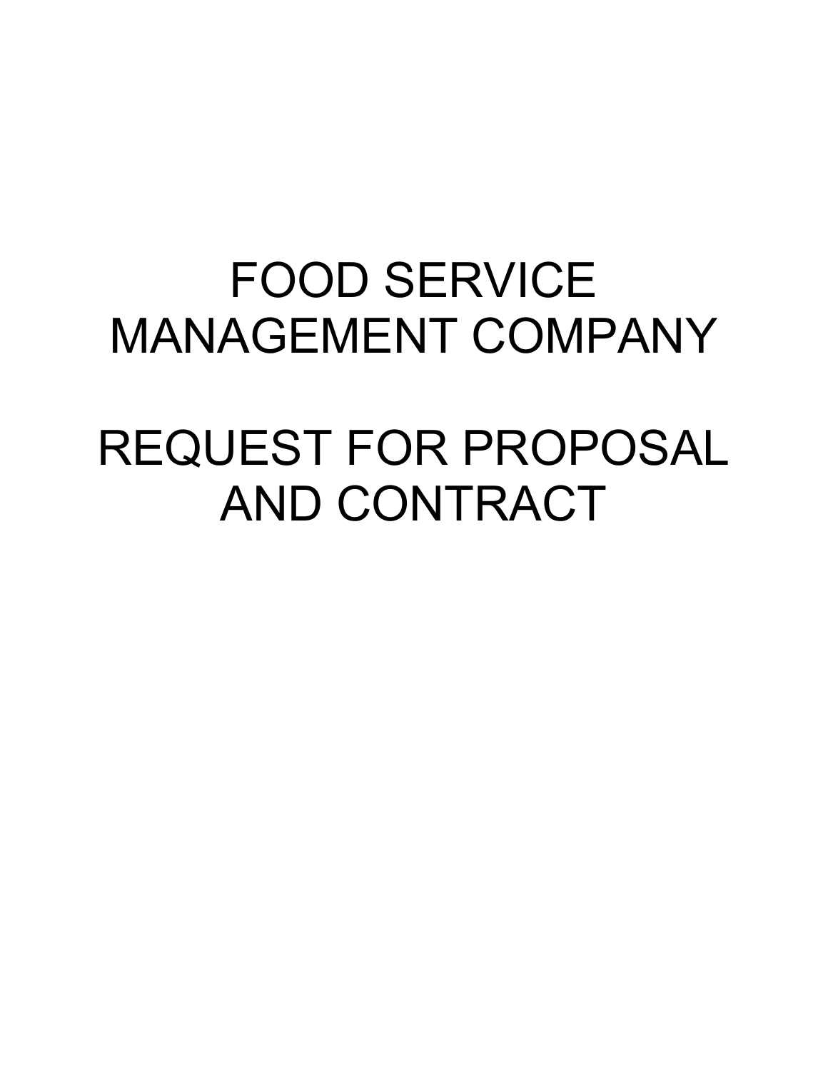# FOOD SERVICE MANAGEMENT COMPANY

# REQUEST FOR PROPOSAL AND CONTRACT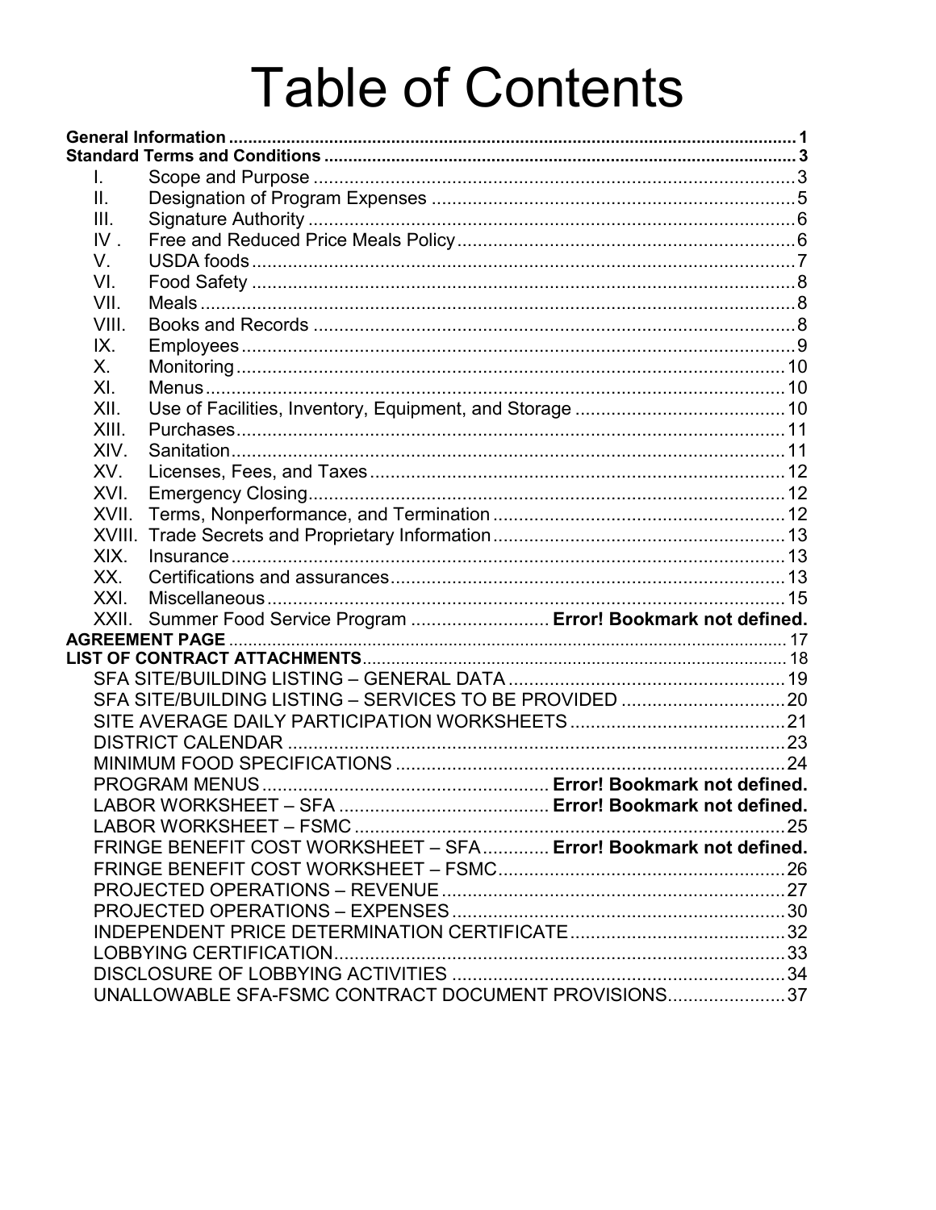# Table of Contents

**General Information** ..... **1**

**Standard Terms and Conditions** ..... **3**

- I. Scope and Purpose ..... 3
- II. Designation of Program Expenses ..... 5
- III. Signature Authority ..... 6
- IV . Free and Reduced Price Meals Policy ..... 6
- V. USDA foods ..... 7
- VI. Food Safety ..... 8
- VII. Meals ..... 8
- VIII. Books and Records ..... 8
- IX. Employees ..... 9
- X. Monitoring ..... 10
- XI. Menus ..... 10
- XII. Use of Facilities, Inventory, Equipment, and Storage ..... 10
- XIII. Purchases ..... 11
- XIV. Sanitation ..... 11
- XV. Licenses, Fees, and Taxes ..... 12
- XVI. Emergency Closing ..... 12
- XVII. Terms, Nonperformance, and Termination ..... 12
- XVIII. Trade Secrets and Proprietary Information ..... 13
- XIX. Insurance ..... 13
- XX. Certifications and assurances ..... 13
- XXI. Miscellaneous ..... 15
- XXII. Summer Food Service Program ..... **Error! Bookmark not defined.**

**AGREEMENT PAGE** ..... 17

**LIST OF CONTRACT ATTACHMENTS** ..... 18

- SFA SITE/BUILDING LISTING – GENERAL DATA ..... 19
- SFA SITE/BUILDING LISTING – SERVICES TO BE PROVIDED ..... 20
- SITE AVERAGE DAILY PARTICIPATION WORKSHEETS ..... 21
- DISTRICT CALENDAR ..... 23
- MINIMUM FOOD SPECIFICATIONS ..... 24
- PROGRAM MENUS ..... **Error! Bookmark not defined.**
- LABOR WORKSHEET – SFA ..... **Error! Bookmark not defined.**
- LABOR WORKSHEET – FSMC ..... 25
- FRINGE BENEFIT COST WORKSHEET – SFA ..... **Error! Bookmark not defined.**
- FRINGE BENEFIT COST WORKSHEET – FSMC ..... 26
- PROJECTED OPERATIONS – REVENUE ..... 27
- PROJECTED OPERATIONS – EXPENSES ..... 30
- INDEPENDENT PRICE DETERMINATION CERTIFICATE ..... 32
- LOBBYING CERTIFICATION ..... 33
- DISCLOSURE OF LOBBYING ACTIVITIES ..... 34
- UNALLOWABLE SFA-FSMC CONTRACT DOCUMENT PROVISIONS ..... 37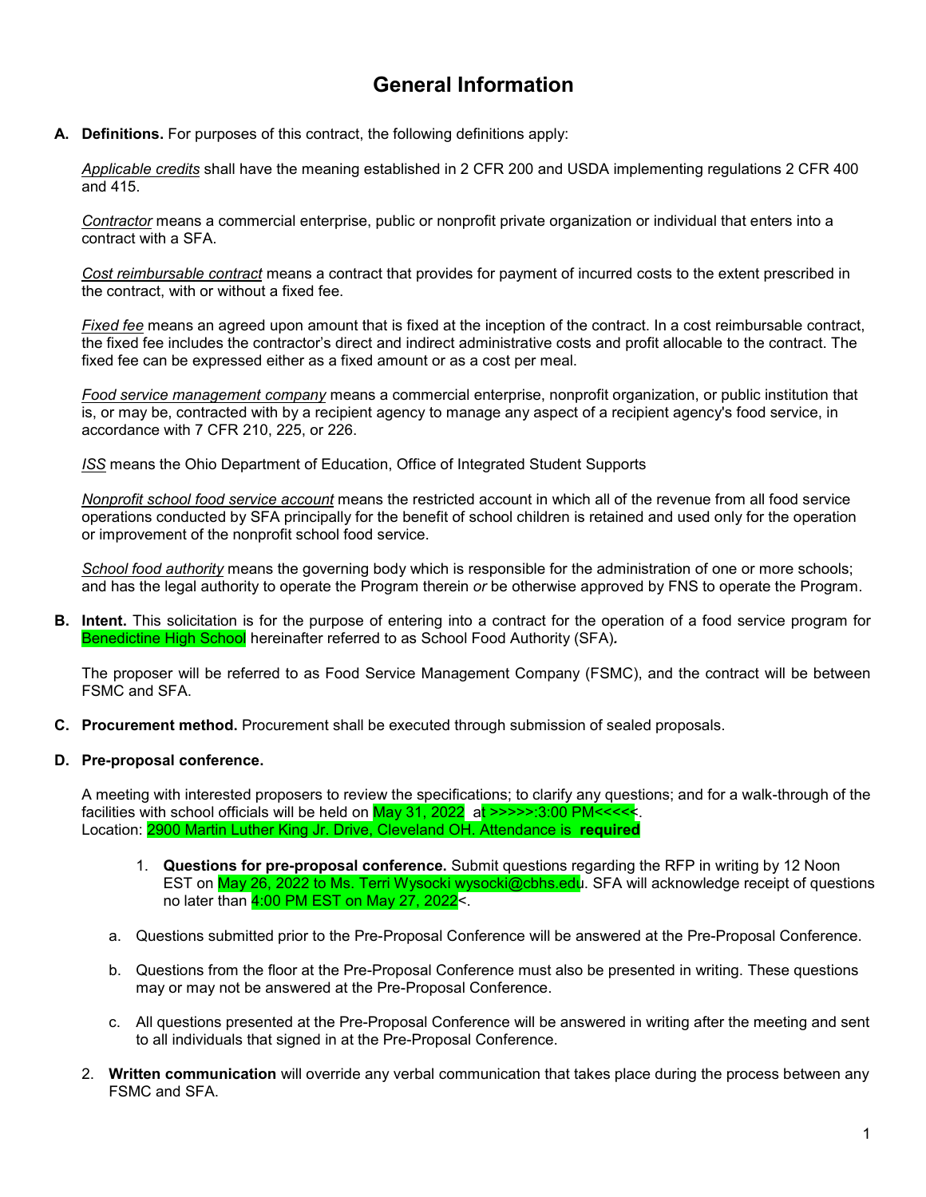# General Information

**A. Definitions.** For purposes of this contract, the following definitions apply:

*Applicable credits* shall have the meaning established in 2 CFR 200 and USDA implementing regulations 2 CFR 400 and 415.

*Contractor* means a commercial enterprise, public or nonprofit private organization or individual that enters into a contract with a SFA.

*Cost reimbursable contract* means a contract that provides for payment of incurred costs to the extent prescribed in the contract, with or without a fixed fee.

*Fixed fee* means an agreed upon amount that is fixed at the inception of the contract. In a cost reimbursable contract, the fixed fee includes the contractor's direct and indirect administrative costs and profit allocable to the contract. The fixed fee can be expressed either as a fixed amount or as a cost per meal.

*Food service management company* means a commercial enterprise, nonprofit organization, or public institution that is, or may be, contracted with by a recipient agency to manage any aspect of a recipient agency's food service, in accordance with 7 CFR 210, 225, or 226.

*ISS* means the Ohio Department of Education, Office of Integrated Student Supports

*Nonprofit school food service account* means the restricted account in which all of the revenue from all food service operations conducted by SFA principally for the benefit of school children is retained and used only for the operation or improvement of the nonprofit school food service.

*School food authority* means the governing body which is responsible for the administration of one or more schools; and has the legal authority to operate the Program therein *or* be otherwise approved by FNS to operate the Program.

**B. Intent.** This solicitation is for the purpose of entering into a contract for the operation of a food service program for Benedictine High School hereinafter referred to as School Food Authority (SFA)***.***

The proposer will be referred to as Food Service Management Company (FSMC), and the contract will be between FSMC and SFA.

**C. Procurement method.** Procurement shall be executed through submission of sealed proposals.

**D. Pre-proposal conference.**

A meeting with interested proposers to review the specifications; to clarify any questions; and for a walk-through of the facilities with school officials will be held on May 31, 2022 at >>>>>:3:00 PM<<<<<.
Location: 2900 Martin Luther King Jr. Drive, Cleveland OH. Attendance is **required**

1. **Questions for pre-proposal conference.** Submit questions regarding the RFP in writing by 12 Noon EST on May 26, 2022 to Ms. Terri Wysocki wysocki@cbhs.edu. SFA will acknowledge receipt of questions no later than 4:00 PM EST on May 27, 2022<.

   a. Questions submitted prior to the Pre-Proposal Conference will be answered at the Pre-Proposal Conference.

   b. Questions from the floor at the Pre-Proposal Conference must also be presented in writing. These questions may or may not be answered at the Pre-Proposal Conference.

   c. All questions presented at the Pre-Proposal Conference will be answered in writing after the meeting and sent to all individuals that signed in at the Pre-Proposal Conference.

2. **Written communication** will override any verbal communication that takes place during the process between any FSMC and SFA.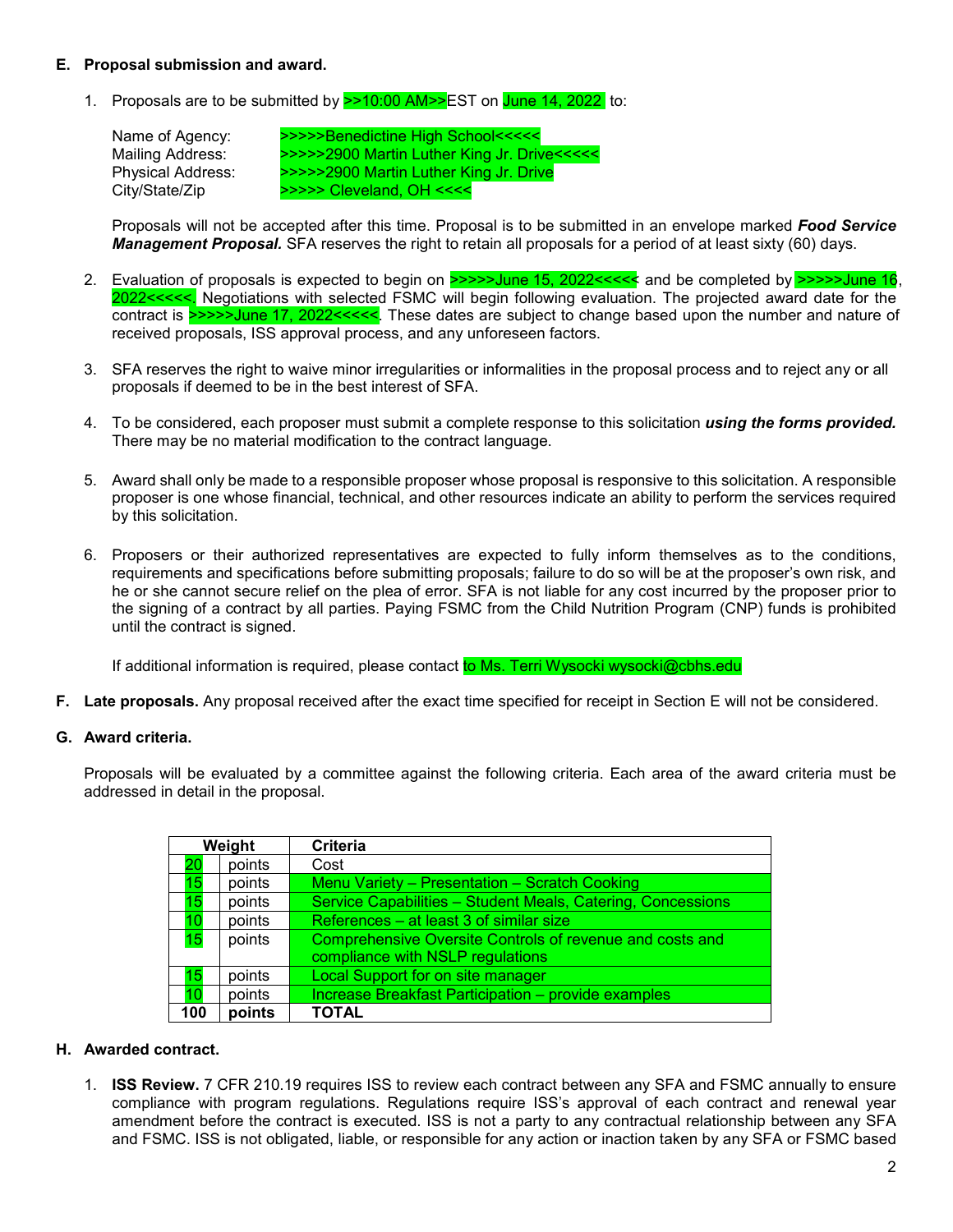**E. Proposal submission and award.**

1. Proposals are to be submitted by >>10:00 AM>>EST on June 14, 2022 to:

   Name of Agency: >>>>>Benedictine High School<<<<<
   Mailing Address: >>>>>2900 Martin Luther King Jr. Drive<<<<<
   Physical Address: >>>>>2900 Martin Luther King Jr. Drive
   City/State/Zip >>>>> Cleveland, OH <<<<

   Proposals will not be accepted after this time. Proposal is to be submitted in an envelope marked ***Food Service Management Proposal.*** SFA reserves the right to retain all proposals for a period of at least sixty (60) days.

2. Evaluation of proposals is expected to begin on >>>>>June 15, 2022<<<<< and be completed by >>>>>June 16, 2022<<<<<. Negotiations with selected FSMC will begin following evaluation. The projected award date for the contract is >>>>>June 17, 2022<<<<<. These dates are subject to change based upon the number and nature of received proposals, ISS approval process, and any unforeseen factors.

3. SFA reserves the right to waive minor irregularities or informalities in the proposal process and to reject any or all proposals if deemed to be in the best interest of SFA.

4. To be considered, each proposer must submit a complete response to this solicitation ***using the forms provided.*** There may be no material modification to the contract language.

5. Award shall only be made to a responsible proposer whose proposal is responsive to this solicitation. A responsible proposer is one whose financial, technical, and other resources indicate an ability to perform the services required by this solicitation.

6. Proposers or their authorized representatives are expected to fully inform themselves as to the conditions, requirements and specifications before submitting proposals; failure to do so will be at the proposer's own risk, and he or she cannot secure relief on the plea of error. SFA is not liable for any cost incurred by the proposer prior to the signing of a contract by all parties. Paying FSMC from the Child Nutrition Program (CNP) funds is prohibited until the contract is signed.

   If additional information is required, please contact to Ms. Terri Wysocki wysocki@cbhs.edu

**F. Late proposals.** Any proposal received after the exact time specified for receipt in Section E will not be considered.

**G. Award criteria.**

Proposals will be evaluated by a committee against the following criteria. Each area of the award criteria must be addressed in detail in the proposal.

| Weight | | Criteria |
|---|---|---|
| 20 | points | Cost |
| 15 | points | Menu Variety – Presentation – Scratch Cooking |
| 15 | points | Service Capabilities – Student Meals, Catering, Concessions |
| 10 | points | References – at least 3 of similar size |
| 15 | points | Comprehensive Oversite Controls of revenue and costs and compliance with NSLP regulations |
| 15 | points | Local Support for on site manager |
| 10 | points | Increase Breakfast Participation – provide examples |
| **100** | **points** | **TOTAL** |

**H. Awarded contract.**

1. **ISS Review.** 7 CFR 210.19 requires ISS to review each contract between any SFA and FSMC annually to ensure compliance with program regulations. Regulations require ISS's approval of each contract and renewal year amendment before the contract is executed. ISS is not a party to any contractual relationship between any SFA and FSMC. ISS is not obligated, liable, or responsible for any action or inaction taken by any SFA or FSMC based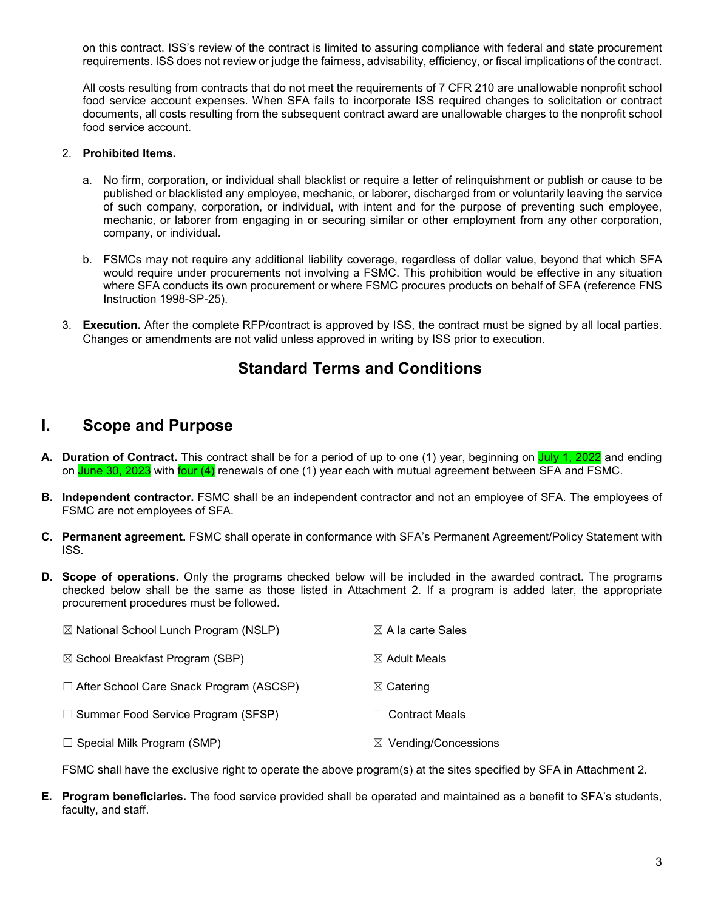on this contract. ISS's review of the contract is limited to assuring compliance with federal and state procurement requirements. ISS does not review or judge the fairness, advisability, efficiency, or fiscal implications of the contract.

All costs resulting from contracts that do not meet the requirements of 7 CFR 210 are unallowable nonprofit school food service account expenses. When SFA fails to incorporate ISS required changes to solicitation or contract documents, all costs resulting from the subsequent contract award are unallowable charges to the nonprofit school food service account.

2. **Prohibited Items.**

   a. No firm, corporation, or individual shall blacklist or require a letter of relinquishment or publish or cause to be published or blacklisted any employee, mechanic, or laborer, discharged from or voluntarily leaving the service of such company, corporation, or individual, with intent and for the purpose of preventing such employee, mechanic, or laborer from engaging in or securing similar or other employment from any other corporation, company, or individual.

   b. FSMCs may not require any additional liability coverage, regardless of dollar value, beyond that which SFA would require under procurements not involving a FSMC. This prohibition would be effective in any situation where SFA conducts its own procurement or where FSMC procures products on behalf of SFA (reference FNS Instruction 1998-SP-25).

3. **Execution.** After the complete RFP/contract is approved by ISS, the contract must be signed by all local parties. Changes or amendments are not valid unless approved in writing by ISS prior to execution.

## Standard Terms and Conditions

# I. Scope and Purpose

**A. Duration of Contract.** This contract shall be for a period of up to one (1) year, beginning on July 1, 2022 and ending on June 30, 2023 with four (4) renewals of one (1) year each with mutual agreement between SFA and FSMC.

**B. Independent contractor.** FSMC shall be an independent contractor and not an employee of SFA. The employees of FSMC are not employees of SFA.

**C. Permanent agreement.** FSMC shall operate in conformance with SFA's Permanent Agreement/Policy Statement with ISS.

**D. Scope of operations.** Only the programs checked below will be included in the awarded contract. The programs checked below shall be the same as those listed in Attachment 2. If a program is added later, the appropriate procurement procedures must be followed.

☒ National School Lunch Program (NSLP)

☒ School Breakfast Program (SBP)

☐ After School Care Snack Program (ASCSP)

☐ Summer Food Service Program (SFSP)

☐ Special Milk Program (SMP)

☒ A la carte Sales

☒ Adult Meals

☒ Catering

☐ Contract Meals

☒ Vending/Concessions

FSMC shall have the exclusive right to operate the above program(s) at the sites specified by SFA in Attachment 2.

**E. Program beneficiaries.** The food service provided shall be operated and maintained as a benefit to SFA's students, faculty, and staff.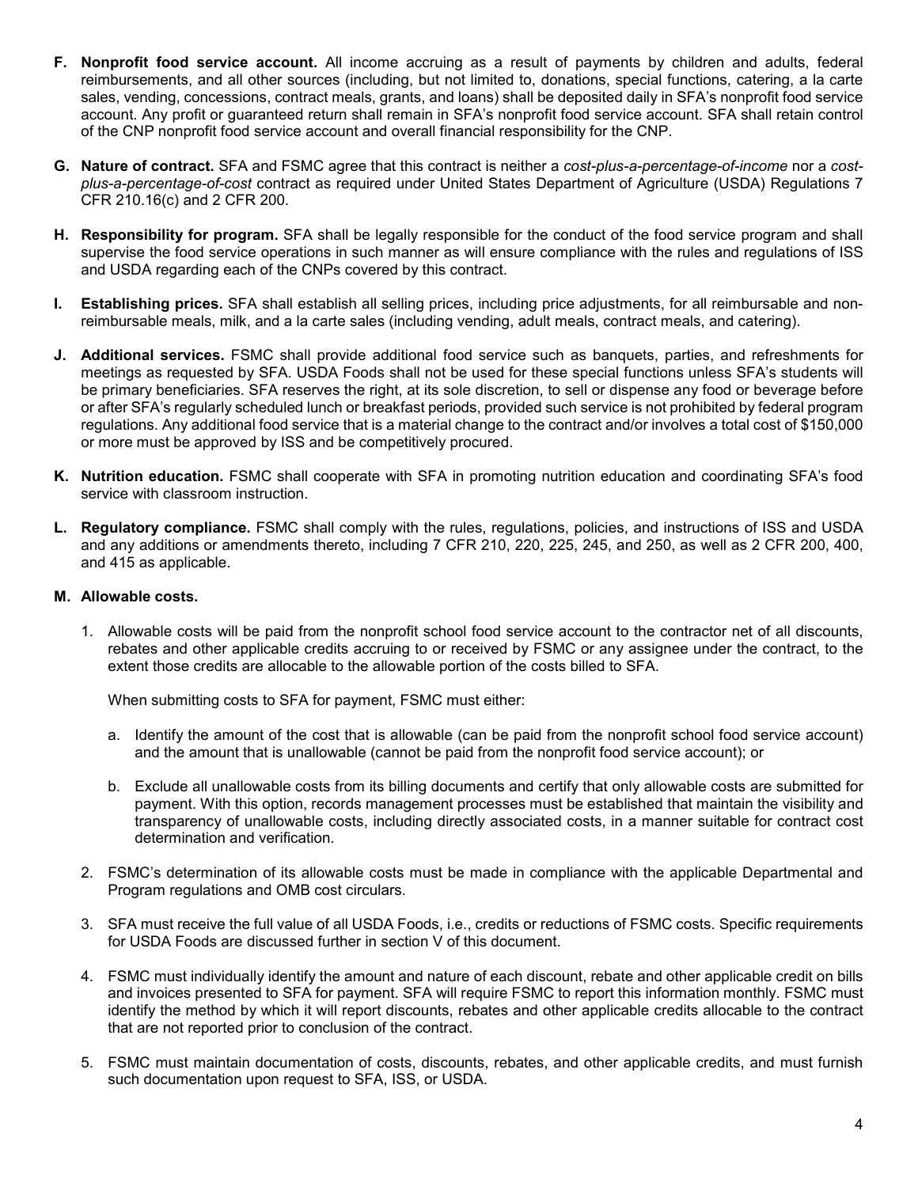**F. Nonprofit food service account.** All income accruing as a result of payments by children and adults, federal reimbursements, and all other sources (including, but not limited to, donations, special functions, catering, a la carte sales, vending, concessions, contract meals, grants, and loans) shall be deposited daily in SFA's nonprofit food service account. Any profit or guaranteed return shall remain in SFA's nonprofit food service account. SFA shall retain control of the CNP nonprofit food service account and overall financial responsibility for the CNP.

**G. Nature of contract.** SFA and FSMC agree that this contract is neither a *cost-plus-a-percentage-of-income* nor a *cost-plus-a-percentage-of-cost* contract as required under United States Department of Agriculture (USDA) Regulations 7 CFR 210.16(c) and 2 CFR 200.

**H. Responsibility for program.** SFA shall be legally responsible for the conduct of the food service program and shall supervise the food service operations in such manner as will ensure compliance with the rules and regulations of ISS and USDA regarding each of the CNPs covered by this contract.

**I. Establishing prices.** SFA shall establish all selling prices, including price adjustments, for all reimbursable and non-reimbursable meals, milk, and a la carte sales (including vending, adult meals, contract meals, and catering).

**J. Additional services.** FSMC shall provide additional food service such as banquets, parties, and refreshments for meetings as requested by SFA. USDA Foods shall not be used for these special functions unless SFA's students will be primary beneficiaries. SFA reserves the right, at its sole discretion, to sell or dispense any food or beverage before or after SFA's regularly scheduled lunch or breakfast periods, provided such service is not prohibited by federal program regulations. Any additional food service that is a material change to the contract and/or involves a total cost of $150,000 or more must be approved by ISS and be competitively procured.

**K. Nutrition education.** FSMC shall cooperate with SFA in promoting nutrition education and coordinating SFA's food service with classroom instruction.

**L. Regulatory compliance.** FSMC shall comply with the rules, regulations, policies, and instructions of ISS and USDA and any additions or amendments thereto, including 7 CFR 210, 220, 225, 245, and 250, as well as 2 CFR 200, 400, and 415 as applicable.

**M. Allowable costs.**

1. Allowable costs will be paid from the nonprofit school food service account to the contractor net of all discounts, rebates and other applicable credits accruing to or received by FSMC or any assignee under the contract, to the extent those credits are allocable to the allowable portion of the costs billed to SFA.

   When submitting costs to SFA for payment, FSMC must either:

   a. Identify the amount of the cost that is allowable (can be paid from the nonprofit school food service account) and the amount that is unallowable (cannot be paid from the nonprofit food service account); or

   b. Exclude all unallowable costs from its billing documents and certify that only allowable costs are submitted for payment. With this option, records management processes must be established that maintain the visibility and transparency of unallowable costs, including directly associated costs, in a manner suitable for contract cost determination and verification.

2. FSMC's determination of its allowable costs must be made in compliance with the applicable Departmental and Program regulations and OMB cost circulars.

3. SFA must receive the full value of all USDA Foods, i.e., credits or reductions of FSMC costs. Specific requirements for USDA Foods are discussed further in section V of this document.

4. FSMC must individually identify the amount and nature of each discount, rebate and other applicable credit on bills and invoices presented to SFA for payment. SFA will require FSMC to report this information monthly. FSMC must identify the method by which it will report discounts, rebates and other applicable credits allocable to the contract that are not reported prior to conclusion of the contract.

5. FSMC must maintain documentation of costs, discounts, rebates, and other applicable credits, and must furnish such documentation upon request to SFA, ISS, or USDA.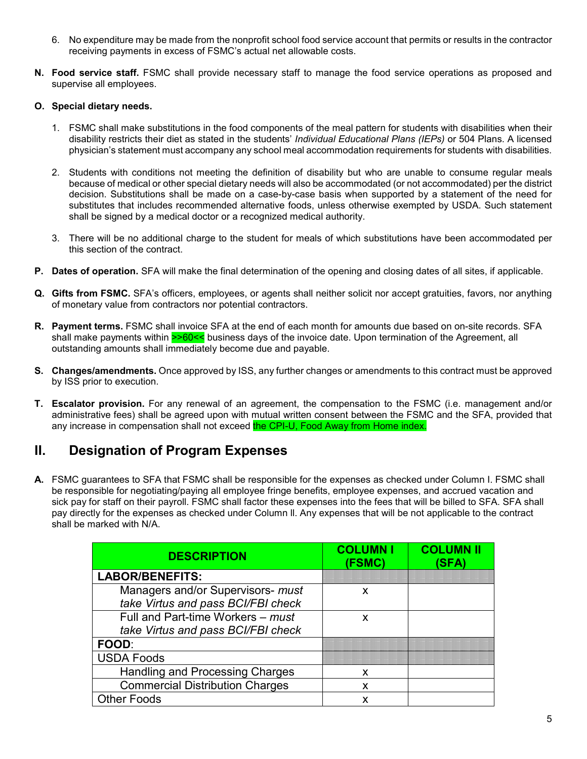6. No expenditure may be made from the nonprofit school food service account that permits or results in the contractor receiving payments in excess of FSMC's actual net allowable costs.

**N. Food service staff.** FSMC shall provide necessary staff to manage the food service operations as proposed and supervise all employees.

**O. Special dietary needs.**

1. FSMC shall make substitutions in the food components of the meal pattern for students with disabilities when their disability restricts their diet as stated in the students' *Individual Educational Plans (IEPs)* or 504 Plans. A licensed physician's statement must accompany any school meal accommodation requirements for students with disabilities.

2. Students with conditions not meeting the definition of disability but who are unable to consume regular meals because of medical or other special dietary needs will also be accommodated (or not accommodated) per the district decision. Substitutions shall be made on a case-by-case basis when supported by a statement of the need for substitutes that includes recommended alternative foods, unless otherwise exempted by USDA. Such statement shall be signed by a medical doctor or a recognized medical authority.

3. There will be no additional charge to the student for meals of which substitutions have been accommodated per this section of the contract.

**P. Dates of operation.** SFA will make the final determination of the opening and closing dates of all sites, if applicable.

**Q. Gifts from FSMC.** SFA's officers, employees, or agents shall neither solicit nor accept gratuities, favors, nor anything of monetary value from contractors nor potential contractors.

**R. Payment terms.** FSMC shall invoice SFA at the end of each month for amounts due based on on-site records. SFA shall make payments within >>60<< business days of the invoice date. Upon termination of the Agreement, all outstanding amounts shall immediately become due and payable.

**S. Changes/amendments.** Once approved by ISS, any further changes or amendments to this contract must be approved by ISS prior to execution.

**T. Escalator provision.** For any renewal of an agreement, the compensation to the FSMC (i.e. management and/or administrative fees) shall be agreed upon with mutual written consent between the FSMC and the SFA, provided that any increase in compensation shall not exceed the CPI-U, Food Away from Home index.

## II. Designation of Program Expenses

**A.** FSMC guarantees to SFA that FSMC shall be responsible for the expenses as checked under Column I. FSMC shall be responsible for negotiating/paying all employee fringe benefits, employee expenses, and accrued vacation and sick pay for staff on their payroll. FSMC shall factor these expenses into the fees that will be billed to SFA. SFA shall pay directly for the expenses as checked under Column II. Any expenses that will be not applicable to the contract shall be marked with N/A.

| DESCRIPTION | COLUMN I (FSMC) | COLUMN II (SFA) |
|---|---|---|
| **LABOR/BENEFITS:** | | |
| Managers and/or Supervisors- *must take Virtus and pass BCI/FBI check* | x | |
| Full and Part-time Workers – *must take Virtus and pass BCI/FBI check* | x | |
| **FOOD**: | | |
| USDA Foods | | |
| Handling and Processing Charges | x | |
| Commercial Distribution Charges | x | |
| Other Foods | x | |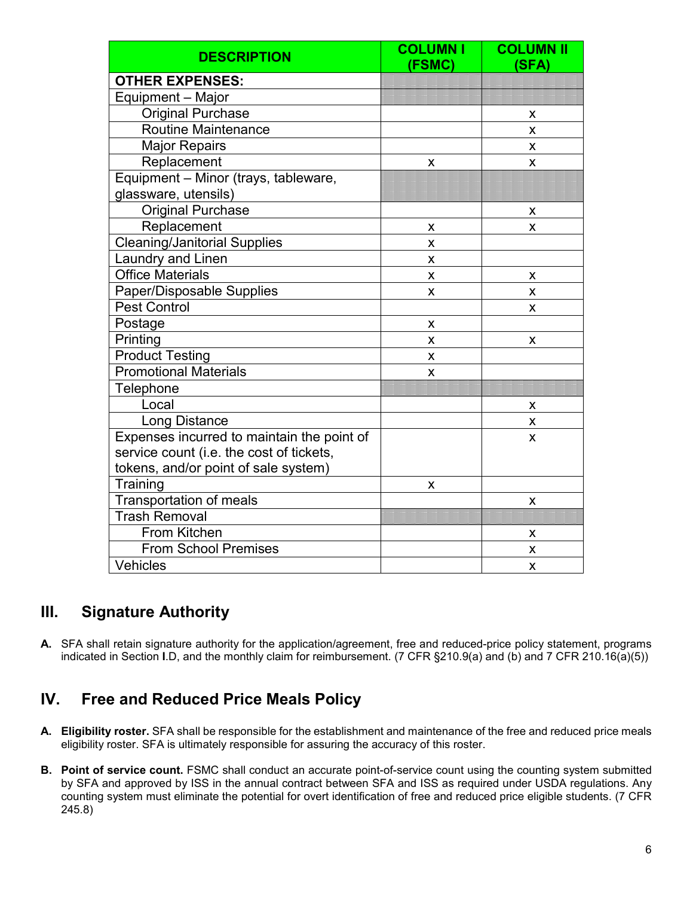| DESCRIPTION | COLUMN I (FSMC) | COLUMN II (SFA) |
|---|---|---|
| **OTHER EXPENSES:** | | |
| Equipment – Major | | |
| Original Purchase | | x |
| Routine Maintenance | | x |
| Major Repairs | | x |
| Replacement | x | x |
| Equipment – Minor (trays, tableware, glassware, utensils) | | |
| Original Purchase | | x |
| Replacement | x | x |
| Cleaning/Janitorial Supplies | x | |
| Laundry and Linen | x | |
| Office Materials | x | x |
| Paper/Disposable Supplies | x | x |
| Pest Control | | x |
| Postage | x | |
| Printing | x | x |
| Product Testing | x | |
| Promotional Materials | x | |
| Telephone | | |
| Local | | x |
| Long Distance | | x |
| Expenses incurred to maintain the point of service count (i.e. the cost of tickets, tokens, and/or point of sale system) | | x |
| Training | x | |
| Transportation of meals | | x |
| Trash Removal | | |
| From Kitchen | | x |
| From School Premises | | x |
| Vehicles | | x |

## III. Signature Authority

**A.** SFA shall retain signature authority for the application/agreement, free and reduced-price policy statement, programs indicated in Section **I**.D, and the monthly claim for reimbursement. (7 CFR §210.9(a) and (b) and 7 CFR 210.16(a)(5))

## IV. Free and Reduced Price Meals Policy

**A. Eligibility roster.** SFA shall be responsible for the establishment and maintenance of the free and reduced price meals eligibility roster. SFA is ultimately responsible for assuring the accuracy of this roster.

**B. Point of service count.** FSMC shall conduct an accurate point-of-service count using the counting system submitted by SFA and approved by ISS in the annual contract between SFA and ISS as required under USDA regulations. Any counting system must eliminate the potential for overt identification of free and reduced price eligible students. (7 CFR 245.8)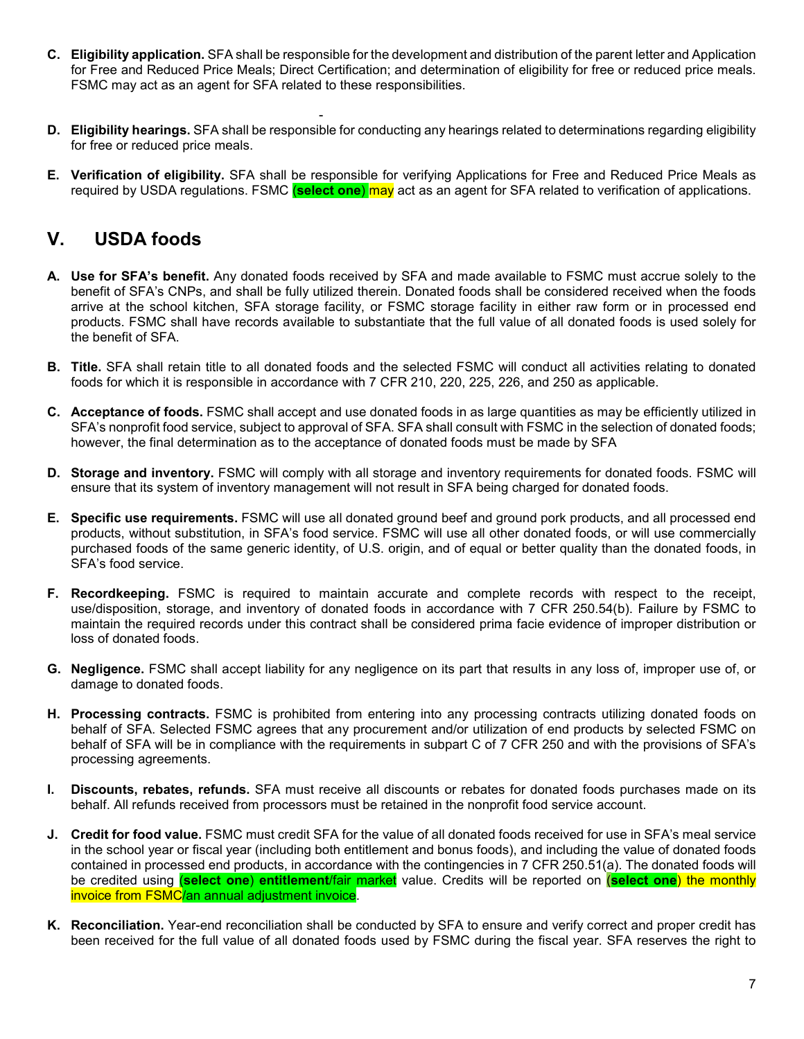**C. Eligibility application.** SFA shall be responsible for the development and distribution of the parent letter and Application for Free and Reduced Price Meals; Direct Certification; and determination of eligibility for free or reduced price meals. FSMC may act as an agent for SFA related to these responsibilities.

**D. Eligibility hearings.** SFA shall be responsible for conducting any hearings related to determinations regarding eligibility for free or reduced price meals.

**E. Verification of eligibility.** SFA shall be responsible for verifying Applications for Free and Reduced Price Meals as required by USDA regulations. FSMC (**select one**) may act as an agent for SFA related to verification of applications.

## V. USDA foods

**A. Use for SFA's benefit.** Any donated foods received by SFA and made available to FSMC must accrue solely to the benefit of SFA's CNPs, and shall be fully utilized therein. Donated foods shall be considered received when the foods arrive at the school kitchen, SFA storage facility, or FSMC storage facility in either raw form or in processed end products. FSMC shall have records available to substantiate that the full value of all donated foods is used solely for the benefit of SFA.

**B. Title.** SFA shall retain title to all donated foods and the selected FSMC will conduct all activities relating to donated foods for which it is responsible in accordance with 7 CFR 210, 220, 225, 226, and 250 as applicable.

**C. Acceptance of foods.** FSMC shall accept and use donated foods in as large quantities as may be efficiently utilized in SFA's nonprofit food service, subject to approval of SFA. SFA shall consult with FSMC in the selection of donated foods; however, the final determination as to the acceptance of donated foods must be made by SFA

**D. Storage and inventory.** FSMC will comply with all storage and inventory requirements for donated foods. FSMC will ensure that its system of inventory management will not result in SFA being charged for donated foods.

**E. Specific use requirements.** FSMC will use all donated ground beef and ground pork products, and all processed end products, without substitution, in SFA's food service. FSMC will use all other donated foods, or will use commercially purchased foods of the same generic identity, of U.S. origin, and of equal or better quality than the donated foods, in SFA's food service.

**F. Recordkeeping.** FSMC is required to maintain accurate and complete records with respect to the receipt, use/disposition, storage, and inventory of donated foods in accordance with 7 CFR 250.54(b). Failure by FSMC to maintain the required records under this contract shall be considered prima facie evidence of improper distribution or loss of donated foods.

**G. Negligence.** FSMC shall accept liability for any negligence on its part that results in any loss of, improper use of, or damage to donated foods.

**H. Processing contracts.** FSMC is prohibited from entering into any processing contracts utilizing donated foods on behalf of SFA. Selected FSMC agrees that any procurement and/or utilization of end products by selected FSMC on behalf of SFA will be in compliance with the requirements in subpart C of 7 CFR 250 and with the provisions of SFA's processing agreements.

**I. Discounts, rebates, refunds.** SFA must receive all discounts or rebates for donated foods purchases made on its behalf. All refunds received from processors must be retained in the nonprofit food service account.

**J. Credit for food value.** FSMC must credit SFA for the value of all donated foods received for use in SFA's meal service in the school year or fiscal year (including both entitlement and bonus foods), and including the value of donated foods contained in processed end products, in accordance with the contingencies in 7 CFR 250.51(a). The donated foods will be credited using (**select one**) **entitlement**/fair market value. Credits will be reported on (**select one**) the monthly invoice from FSMC/an annual adjustment invoice.

**K. Reconciliation.** Year-end reconciliation shall be conducted by SFA to ensure and verify correct and proper credit has been received for the full value of all donated foods used by FSMC during the fiscal year. SFA reserves the right to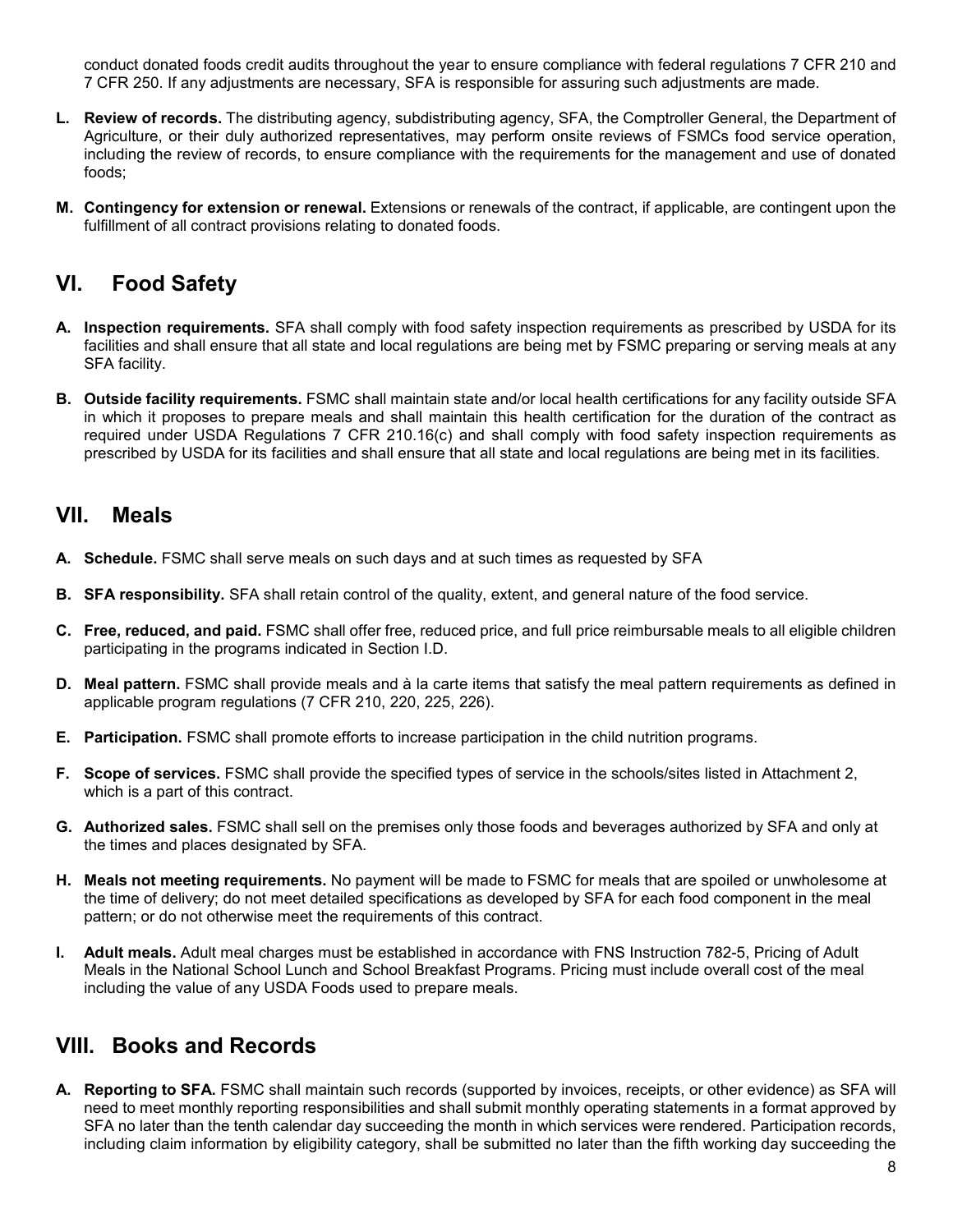conduct donated foods credit audits throughout the year to ensure compliance with federal regulations 7 CFR 210 and 7 CFR 250. If any adjustments are necessary, SFA is responsible for assuring such adjustments are made.

**L. Review of records.** The distributing agency, subdistributing agency, SFA, the Comptroller General, the Department of Agriculture, or their duly authorized representatives, may perform onsite reviews of FSMCs food service operation, including the review of records, to ensure compliance with the requirements for the management and use of donated foods;

**M. Contingency for extension or renewal.** Extensions or renewals of the contract, if applicable, are contingent upon the fulfillment of all contract provisions relating to donated foods.

## VI. Food Safety

**A. Inspection requirements.** SFA shall comply with food safety inspection requirements as prescribed by USDA for its facilities and shall ensure that all state and local regulations are being met by FSMC preparing or serving meals at any SFA facility.

**B. Outside facility requirements.** FSMC shall maintain state and/or local health certifications for any facility outside SFA in which it proposes to prepare meals and shall maintain this health certification for the duration of the contract as required under USDA Regulations 7 CFR 210.16(c) and shall comply with food safety inspection requirements as prescribed by USDA for its facilities and shall ensure that all state and local regulations are being met in its facilities.

## VII. Meals

**A. Schedule.** FSMC shall serve meals on such days and at such times as requested by SFA

**B. SFA responsibility.** SFA shall retain control of the quality, extent, and general nature of the food service.

**C. Free, reduced, and paid.** FSMC shall offer free, reduced price, and full price reimbursable meals to all eligible children participating in the programs indicated in Section I.D.

**D. Meal pattern.** FSMC shall provide meals and à la carte items that satisfy the meal pattern requirements as defined in applicable program regulations (7 CFR 210, 220, 225, 226).

**E. Participation.** FSMC shall promote efforts to increase participation in the child nutrition programs.

**F. Scope of services.** FSMC shall provide the specified types of service in the schools/sites listed in Attachment 2, which is a part of this contract.

**G. Authorized sales.** FSMC shall sell on the premises only those foods and beverages authorized by SFA and only at the times and places designated by SFA.

**H. Meals not meeting requirements.** No payment will be made to FSMC for meals that are spoiled or unwholesome at the time of delivery; do not meet detailed specifications as developed by SFA for each food component in the meal pattern; or do not otherwise meet the requirements of this contract.

**I. Adult meals.** Adult meal charges must be established in accordance with FNS Instruction 782-5, Pricing of Adult Meals in the National School Lunch and School Breakfast Programs. Pricing must include overall cost of the meal including the value of any USDA Foods used to prepare meals.

## VIII. Books and Records

**A. Reporting to SFA.** FSMC shall maintain such records (supported by invoices, receipts, or other evidence) as SFA will need to meet monthly reporting responsibilities and shall submit monthly operating statements in a format approved by SFA no later than the tenth calendar day succeeding the month in which services were rendered. Participation records, including claim information by eligibility category, shall be submitted no later than the fifth working day succeeding the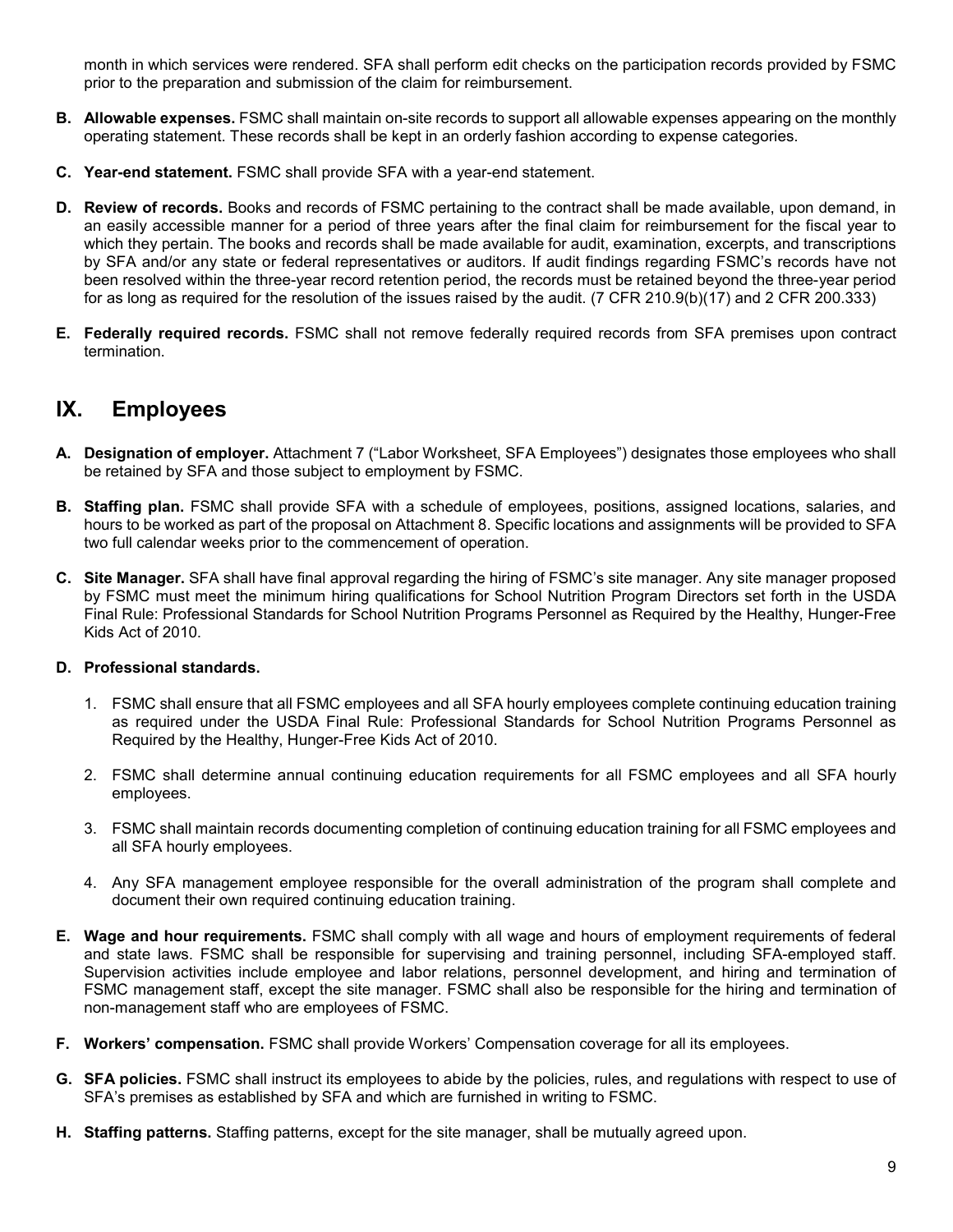month in which services were rendered. SFA shall perform edit checks on the participation records provided by FSMC prior to the preparation and submission of the claim for reimbursement.

**B. Allowable expenses.** FSMC shall maintain on-site records to support all allowable expenses appearing on the monthly operating statement. These records shall be kept in an orderly fashion according to expense categories.

**C. Year-end statement.** FSMC shall provide SFA with a year-end statement.

**D. Review of records.** Books and records of FSMC pertaining to the contract shall be made available, upon demand, in an easily accessible manner for a period of three years after the final claim for reimbursement for the fiscal year to which they pertain. The books and records shall be made available for audit, examination, excerpts, and transcriptions by SFA and/or any state or federal representatives or auditors. If audit findings regarding FSMC's records have not been resolved within the three-year record retention period, the records must be retained beyond the three-year period for as long as required for the resolution of the issues raised by the audit. (7 CFR 210.9(b)(17) and 2 CFR 200.333)

**E. Federally required records.** FSMC shall not remove federally required records from SFA premises upon contract termination.

# IX. Employees

**A. Designation of employer.** Attachment 7 ("Labor Worksheet, SFA Employees") designates those employees who shall be retained by SFA and those subject to employment by FSMC.

**B. Staffing plan.** FSMC shall provide SFA with a schedule of employees, positions, assigned locations, salaries, and hours to be worked as part of the proposal on Attachment 8. Specific locations and assignments will be provided to SFA two full calendar weeks prior to the commencement of operation.

**C. Site Manager.** SFA shall have final approval regarding the hiring of FSMC's site manager. Any site manager proposed by FSMC must meet the minimum hiring qualifications for School Nutrition Program Directors set forth in the USDA Final Rule: Professional Standards for School Nutrition Programs Personnel as Required by the Healthy, Hunger-Free Kids Act of 2010.

**D. Professional standards.**

1. FSMC shall ensure that all FSMC employees and all SFA hourly employees complete continuing education training as required under the USDA Final Rule: Professional Standards for School Nutrition Programs Personnel as Required by the Healthy, Hunger-Free Kids Act of 2010.
2. FSMC shall determine annual continuing education requirements for all FSMC employees and all SFA hourly employees.
3. FSMC shall maintain records documenting completion of continuing education training for all FSMC employees and all SFA hourly employees.
4. Any SFA management employee responsible for the overall administration of the program shall complete and document their own required continuing education training.

**E. Wage and hour requirements.** FSMC shall comply with all wage and hours of employment requirements of federal and state laws. FSMC shall be responsible for supervising and training personnel, including SFA-employed staff. Supervision activities include employee and labor relations, personnel development, and hiring and termination of FSMC management staff, except the site manager. FSMC shall also be responsible for the hiring and termination of non-management staff who are employees of FSMC.

**F. Workers' compensation.** FSMC shall provide Workers' Compensation coverage for all its employees.

**G. SFA policies.** FSMC shall instruct its employees to abide by the policies, rules, and regulations with respect to use of SFA's premises as established by SFA and which are furnished in writing to FSMC.

**H. Staffing patterns.** Staffing patterns, except for the site manager, shall be mutually agreed upon.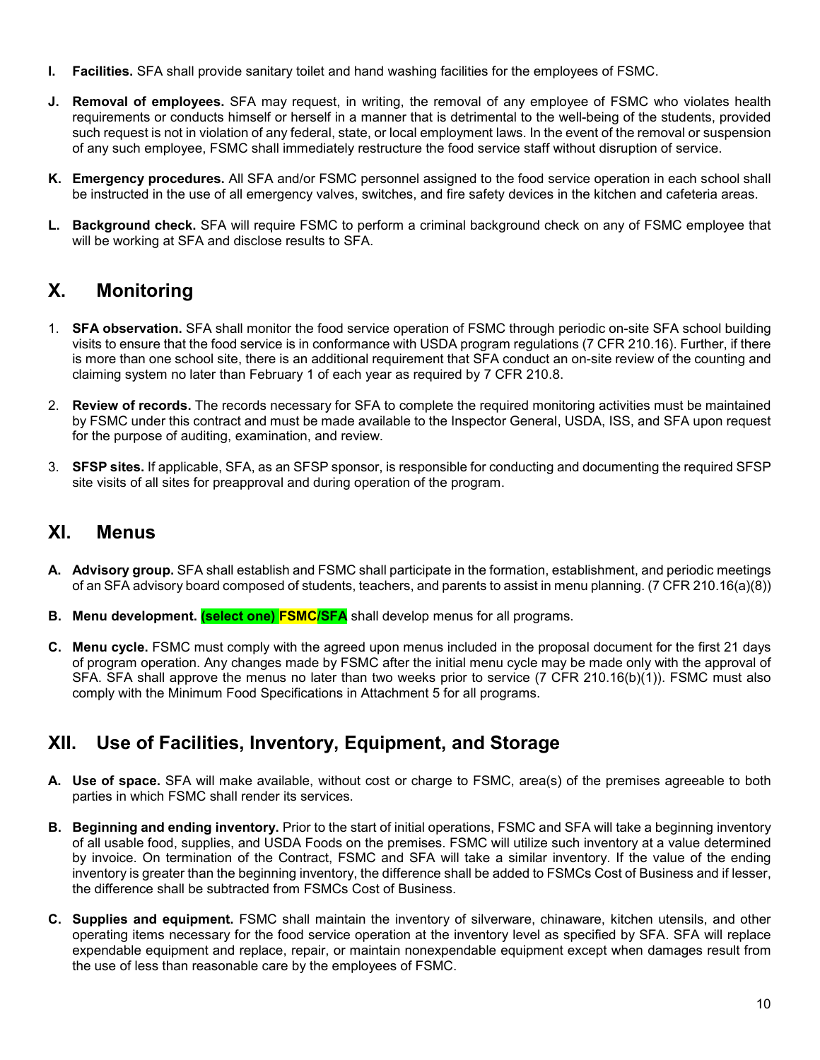**I. Facilities.** SFA shall provide sanitary toilet and hand washing facilities for the employees of FSMC.

**J. Removal of employees.** SFA may request, in writing, the removal of any employee of FSMC who violates health requirements or conducts himself or herself in a manner that is detrimental to the well-being of the students, provided such request is not in violation of any federal, state, or local employment laws. In the event of the removal or suspension of any such employee, FSMC shall immediately restructure the food service staff without disruption of service.

**K. Emergency procedures.** All SFA and/or FSMC personnel assigned to the food service operation in each school shall be instructed in the use of all emergency valves, switches, and fire safety devices in the kitchen and cafeteria areas.

**L. Background check.** SFA will require FSMC to perform a criminal background check on any of FSMC employee that will be working at SFA and disclose results to SFA.

## X. Monitoring

1. **SFA observation.** SFA shall monitor the food service operation of FSMC through periodic on-site SFA school building visits to ensure that the food service is in conformance with USDA program regulations (7 CFR 210.16). Further, if there is more than one school site, there is an additional requirement that SFA conduct an on-site review of the counting and claiming system no later than February 1 of each year as required by 7 CFR 210.8.

2. **Review of records.** The records necessary for SFA to complete the required monitoring activities must be maintained by FSMC under this contract and must be made available to the Inspector General, USDA, ISS, and SFA upon request for the purpose of auditing, examination, and review.

3. **SFSP sites.** If applicable, SFA, as an SFSP sponsor, is responsible for conducting and documenting the required SFSP site visits of all sites for preapproval and during operation of the program.

## XI. Menus

**A. Advisory group.** SFA shall establish and FSMC shall participate in the formation, establishment, and periodic meetings of an SFA advisory board composed of students, teachers, and parents to assist in menu planning. (7 CFR 210.16(a)(8))

**B. Menu development.** **(select one) FSMC/SFA** shall develop menus for all programs.

**C. Menu cycle.** FSMC must comply with the agreed upon menus included in the proposal document for the first 21 days of program operation. Any changes made by FSMC after the initial menu cycle may be made only with the approval of SFA. SFA shall approve the menus no later than two weeks prior to service (7 CFR 210.16(b)(1)). FSMC must also comply with the Minimum Food Specifications in Attachment 5 for all programs.

## XII. Use of Facilities, Inventory, Equipment, and Storage

**A. Use of space.** SFA will make available, without cost or charge to FSMC, area(s) of the premises agreeable to both parties in which FSMC shall render its services.

**B. Beginning and ending inventory.** Prior to the start of initial operations, FSMC and SFA will take a beginning inventory of all usable food, supplies, and USDA Foods on the premises. FSMC will utilize such inventory at a value determined by invoice. On termination of the Contract, FSMC and SFA will take a similar inventory. If the value of the ending inventory is greater than the beginning inventory, the difference shall be added to FSMCs Cost of Business and if lesser, the difference shall be subtracted from FSMCs Cost of Business.

**C. Supplies and equipment.** FSMC shall maintain the inventory of silverware, chinaware, kitchen utensils, and other operating items necessary for the food service operation at the inventory level as specified by SFA. SFA will replace expendable equipment and replace, repair, or maintain nonexpendable equipment except when damages result from the use of less than reasonable care by the employees of FSMC.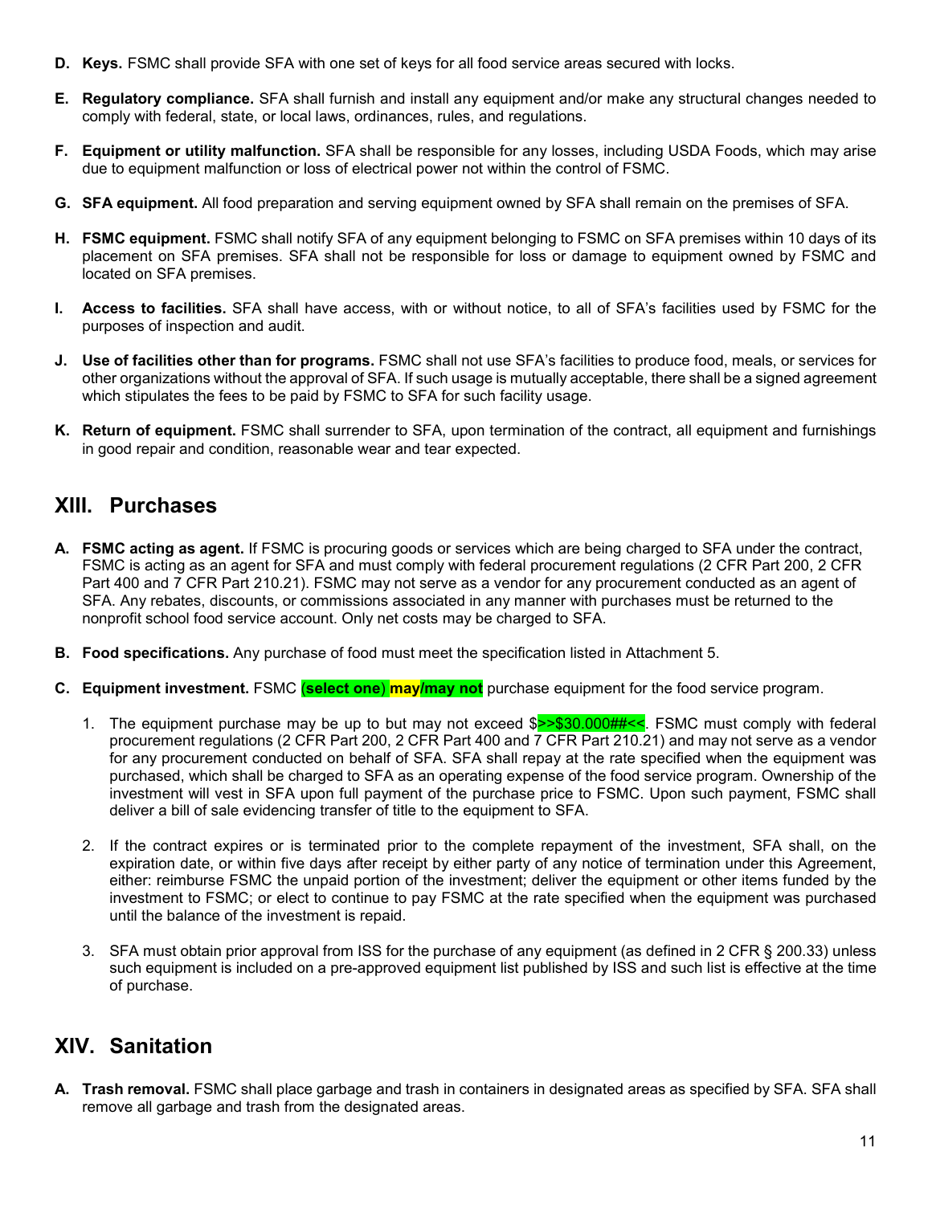**D. Keys.** FSMC shall provide SFA with one set of keys for all food service areas secured with locks.

**E. Regulatory compliance.** SFA shall furnish and install any equipment and/or make any structural changes needed to comply with federal, state, or local laws, ordinances, rules, and regulations.

**F. Equipment or utility malfunction.** SFA shall be responsible for any losses, including USDA Foods, which may arise due to equipment malfunction or loss of electrical power not within the control of FSMC.

**G. SFA equipment.** All food preparation and serving equipment owned by SFA shall remain on the premises of SFA.

**H. FSMC equipment.** FSMC shall notify SFA of any equipment belonging to FSMC on SFA premises within 10 days of its placement on SFA premises. SFA shall not be responsible for loss or damage to equipment owned by FSMC and located on SFA premises.

**I. Access to facilities.** SFA shall have access, with or without notice, to all of SFA's facilities used by FSMC for the purposes of inspection and audit.

**J. Use of facilities other than for programs.** FSMC shall not use SFA's facilities to produce food, meals, or services for other organizations without the approval of SFA. If such usage is mutually acceptable, there shall be a signed agreement which stipulates the fees to be paid by FSMC to SFA for such facility usage.

**K. Return of equipment.** FSMC shall surrender to SFA, upon termination of the contract, all equipment and furnishings in good repair and condition, reasonable wear and tear expected.

## XIII. Purchases

**A. FSMC acting as agent.** If FSMC is procuring goods or services which are being charged to SFA under the contract, FSMC is acting as an agent for SFA and must comply with federal procurement regulations (2 CFR Part 200, 2 CFR Part 400 and 7 CFR Part 210.21). FSMC may not serve as a vendor for any procurement conducted as an agent of SFA. Any rebates, discounts, or commissions associated in any manner with purchases must be returned to the nonprofit school food service account. Only net costs may be charged to SFA.

**B. Food specifications.** Any purchase of food must meet the specification listed in Attachment 5.

**C. Equipment investment.** FSMC **(select one) may/may not** purchase equipment for the food service program.

1. The equipment purchase may be up to but may not exceed $>>$30.000##<<. FSMC must comply with federal procurement regulations (2 CFR Part 200, 2 CFR Part 400 and 7 CFR Part 210.21) and may not serve as a vendor for any procurement conducted on behalf of SFA. SFA shall repay at the rate specified when the equipment was purchased, which shall be charged to SFA as an operating expense of the food service program. Ownership of the investment will vest in SFA upon full payment of the purchase price to FSMC. Upon such payment, FSMC shall deliver a bill of sale evidencing transfer of title to the equipment to SFA.

2. If the contract expires or is terminated prior to the complete repayment of the investment, SFA shall, on the expiration date, or within five days after receipt by either party of any notice of termination under this Agreement, either: reimburse FSMC the unpaid portion of the investment; deliver the equipment or other items funded by the investment to FSMC; or elect to continue to pay FSMC at the rate specified when the equipment was purchased until the balance of the investment is repaid.

3. SFA must obtain prior approval from ISS for the purchase of any equipment (as defined in 2 CFR § 200.33) unless such equipment is included on a pre-approved equipment list published by ISS and such list is effective at the time of purchase.

## XIV. Sanitation

**A. Trash removal.** FSMC shall place garbage and trash in containers in designated areas as specified by SFA. SFA shall remove all garbage and trash from the designated areas.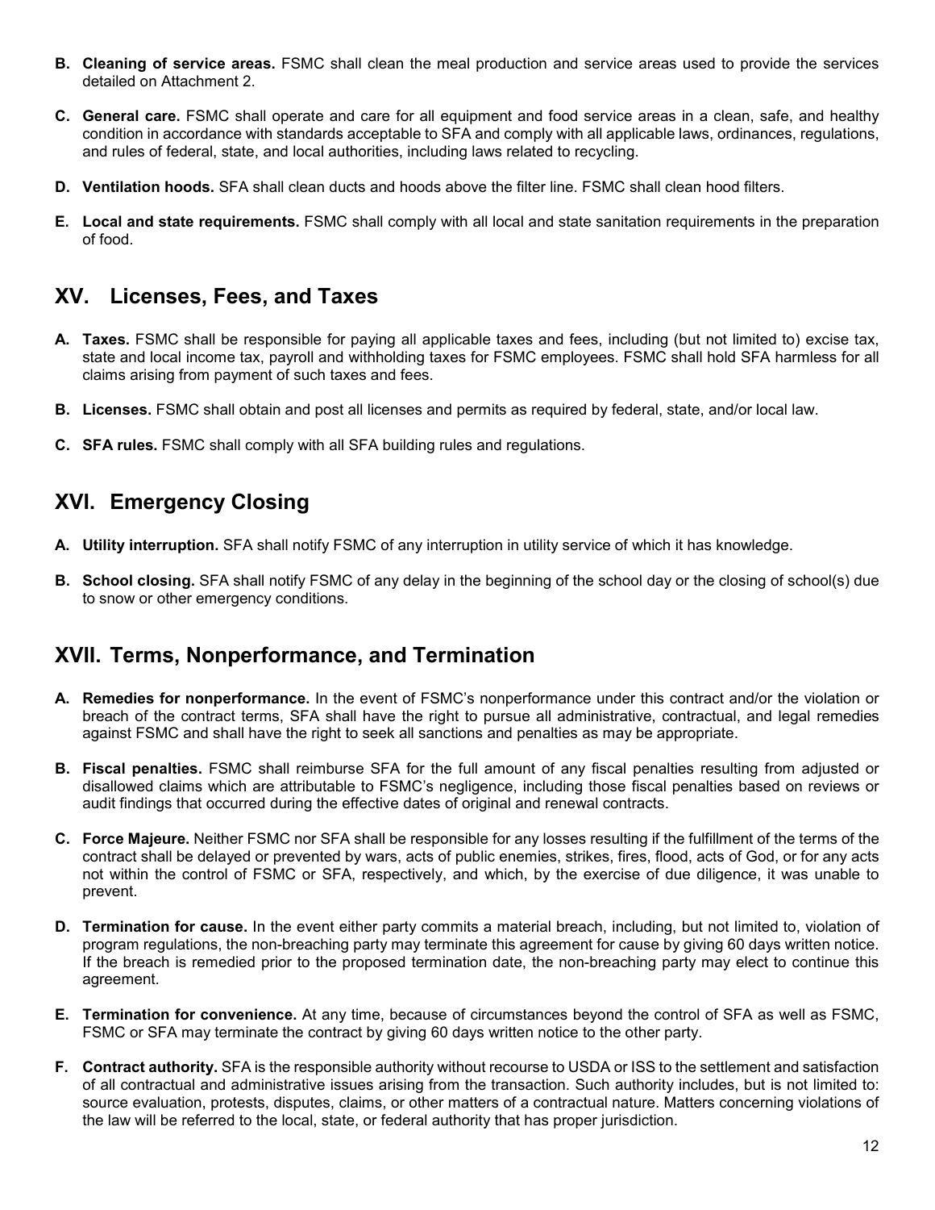**B. Cleaning of service areas.** FSMC shall clean the meal production and service areas used to provide the services detailed on Attachment 2.

**C. General care.** FSMC shall operate and care for all equipment and food service areas in a clean, safe, and healthy condition in accordance with standards acceptable to SFA and comply with all applicable laws, ordinances, regulations, and rules of federal, state, and local authorities, including laws related to recycling.

**D. Ventilation hoods.** SFA shall clean ducts and hoods above the filter line. FSMC shall clean hood filters.

**E. Local and state requirements.** FSMC shall comply with all local and state sanitation requirements in the preparation of food.

## XV. Licenses, Fees, and Taxes

**A. Taxes.** FSMC shall be responsible for paying all applicable taxes and fees, including (but not limited to) excise tax, state and local income tax, payroll and withholding taxes for FSMC employees. FSMC shall hold SFA harmless for all claims arising from payment of such taxes and fees.

**B. Licenses.** FSMC shall obtain and post all licenses and permits as required by federal, state, and/or local law.

**C. SFA rules.** FSMC shall comply with all SFA building rules and regulations.

## XVI. Emergency Closing

**A. Utility interruption.** SFA shall notify FSMC of any interruption in utility service of which it has knowledge.

**B. School closing.** SFA shall notify FSMC of any delay in the beginning of the school day or the closing of school(s) due to snow or other emergency conditions.

## XVII. Terms, Nonperformance, and Termination

**A. Remedies for nonperformance.** In the event of FSMC's nonperformance under this contract and/or the violation or breach of the contract terms, SFA shall have the right to pursue all administrative, contractual, and legal remedies against FSMC and shall have the right to seek all sanctions and penalties as may be appropriate.

**B. Fiscal penalties.** FSMC shall reimburse SFA for the full amount of any fiscal penalties resulting from adjusted or disallowed claims which are attributable to FSMC's negligence, including those fiscal penalties based on reviews or audit findings that occurred during the effective dates of original and renewal contracts.

**C. Force Majeure.** Neither FSMC nor SFA shall be responsible for any losses resulting if the fulfillment of the terms of the contract shall be delayed or prevented by wars, acts of public enemies, strikes, fires, flood, acts of God, or for any acts not within the control of FSMC or SFA, respectively, and which, by the exercise of due diligence, it was unable to prevent.

**D. Termination for cause.** In the event either party commits a material breach, including, but not limited to, violation of program regulations, the non-breaching party may terminate this agreement for cause by giving 60 days written notice. If the breach is remedied prior to the proposed termination date, the non-breaching party may elect to continue this agreement.

**E. Termination for convenience.** At any time, because of circumstances beyond the control of SFA as well as FSMC, FSMC or SFA may terminate the contract by giving 60 days written notice to the other party.

**F. Contract authority.** SFA is the responsible authority without recourse to USDA or ISS to the settlement and satisfaction of all contractual and administrative issues arising from the transaction. Such authority includes, but is not limited to: source evaluation, protests, disputes, claims, or other matters of a contractual nature. Matters concerning violations of the law will be referred to the local, state, or federal authority that has proper jurisdiction.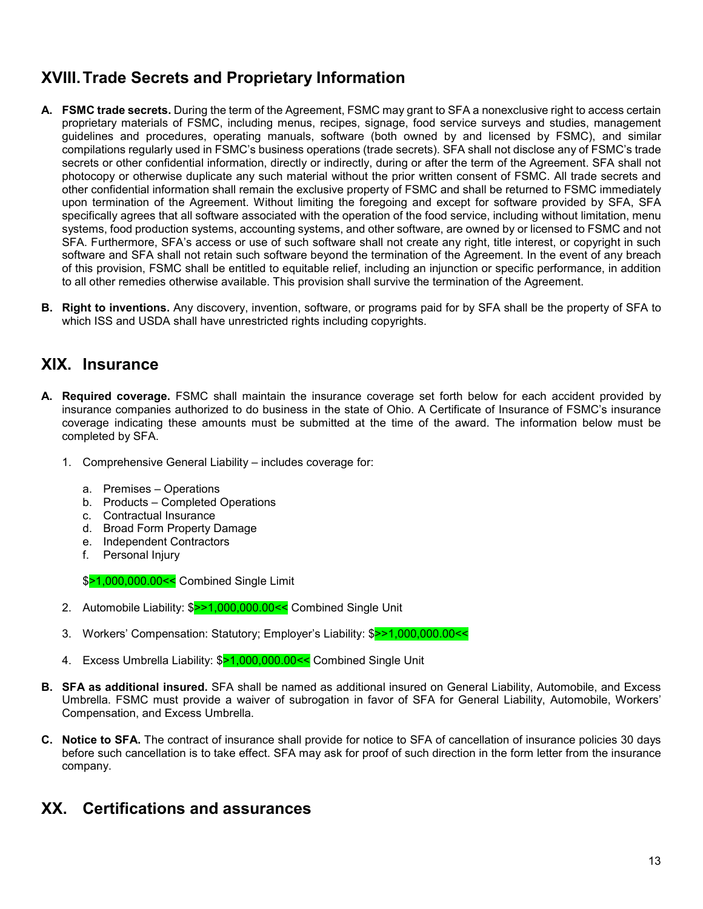## XVIII. Trade Secrets and Proprietary Information

**A. FSMC trade secrets.** During the term of the Agreement, FSMC may grant to SFA a nonexclusive right to access certain proprietary materials of FSMC, including menus, recipes, signage, food service surveys and studies, management guidelines and procedures, operating manuals, software (both owned by and licensed by FSMC), and similar compilations regularly used in FSMC's business operations (trade secrets). SFA shall not disclose any of FSMC's trade secrets or other confidential information, directly or indirectly, during or after the term of the Agreement. SFA shall not photocopy or otherwise duplicate any such material without the prior written consent of FSMC. All trade secrets and other confidential information shall remain the exclusive property of FSMC and shall be returned to FSMC immediately upon termination of the Agreement. Without limiting the foregoing and except for software provided by SFA, SFA specifically agrees that all software associated with the operation of the food service, including without limitation, menu systems, food production systems, accounting systems, and other software, are owned by or licensed to FSMC and not SFA. Furthermore, SFA's access or use of such software shall not create any right, title interest, or copyright in such software and SFA shall not retain such software beyond the termination of the Agreement. In the event of any breach of this provision, FSMC shall be entitled to equitable relief, including an injunction or specific performance, in addition to all other remedies otherwise available. This provision shall survive the termination of the Agreement.

**B. Right to inventions.** Any discovery, invention, software, or programs paid for by SFA shall be the property of SFA to which ISS and USDA shall have unrestricted rights including copyrights.

## XIX. Insurance

**A. Required coverage.** FSMC shall maintain the insurance coverage set forth below for each accident provided by insurance companies authorized to do business in the state of Ohio. A Certificate of Insurance of FSMC's insurance coverage indicating these amounts must be submitted at the time of the award. The information below must be completed by SFA.

1. Comprehensive General Liability – includes coverage for:

   a. Premises – Operations
   b. Products – Completed Operations
   c. Contractual Insurance
   d. Broad Form Property Damage
   e. Independent Contractors
   f. Personal Injury

   $>1,000,000.00<< Combined Single Limit

2. Automobile Liability: $>>1,000,000.00<< Combined Single Unit

3. Workers' Compensation: Statutory; Employer's Liability: $>>1,000,000.00<<

4. Excess Umbrella Liability: $>1,000,000.00<< Combined Single Unit

**B. SFA as additional insured.** SFA shall be named as additional insured on General Liability, Automobile, and Excess Umbrella. FSMC must provide a waiver of subrogation in favor of SFA for General Liability, Automobile, Workers' Compensation, and Excess Umbrella.

**C. Notice to SFA.** The contract of insurance shall provide for notice to SFA of cancellation of insurance policies 30 days before such cancellation is to take effect. SFA may ask for proof of such direction in the form letter from the insurance company.

## XX. Certifications and assurances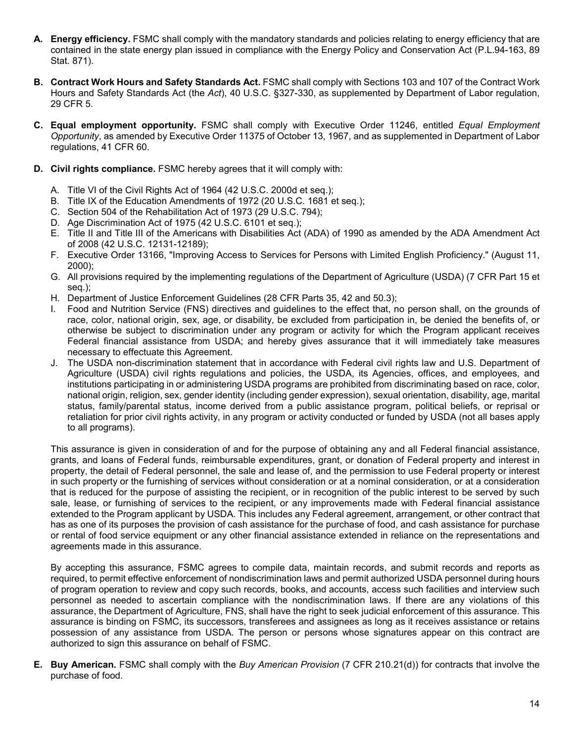**A. Energy efficiency.** FSMC shall comply with the mandatory standards and policies relating to energy efficiency that are contained in the state energy plan issued in compliance with the Energy Policy and Conservation Act (P.L.94-163, 89 Stat. 871).

**B. Contract Work Hours and Safety Standards Act.** FSMC shall comply with Sections 103 and 107 of the Contract Work Hours and Safety Standards Act (the *Act*), 40 U.S.C. §327-330, as supplemented by Department of Labor regulation, 29 CFR 5.

**C. Equal employment opportunity.** FSMC shall comply with Executive Order 11246, entitled *Equal Employment Opportunity*, as amended by Executive Order 11375 of October 13, 1967, and as supplemented in Department of Labor regulations, 41 CFR 60.

**D. Civil rights compliance.** FSMC hereby agrees that it will comply with:

A. Title VI of the Civil Rights Act of 1964 (42 U.S.C. 2000d et seq.);
B. Title IX of the Education Amendments of 1972 (20 U.S.C. 1681 et seq.);
C. Section 504 of the Rehabilitation Act of 1973 (29 U.S.C. 794);
D. Age Discrimination Act of 1975 (42 U.S.C. 6101 et seq.);
E. Title II and Title III of the Americans with Disabilities Act (ADA) of 1990 as amended by the ADA Amendment Act of 2008 (42 U.S.C. 12131-12189);
F. Executive Order 13166, "Improving Access to Services for Persons with Limited English Proficiency." (August 11, 2000);
G. All provisions required by the implementing regulations of the Department of Agriculture (USDA) (7 CFR Part 15 et seq.);
H. Department of Justice Enforcement Guidelines (28 CFR Parts 35, 42 and 50.3);
I. Food and Nutrition Service (FNS) directives and guidelines to the effect that, no person shall, on the grounds of race, color, national origin, sex, age, or disability, be excluded from participation in, be denied the benefits of, or otherwise be subject to discrimination under any program or activity for which the Program applicant receives Federal financial assistance from USDA; and hereby gives assurance that it will immediately take measures necessary to effectuate this Agreement.
J. The USDA non-discrimination statement that in accordance with Federal civil rights law and U.S. Department of Agriculture (USDA) civil rights regulations and policies, the USDA, its Agencies, offices, and employees, and institutions participating in or administering USDA programs are prohibited from discriminating based on race, color, national origin, religion, sex, gender identity (including gender expression), sexual orientation, disability, age, marital status, family/parental status, income derived from a public assistance program, political beliefs, or reprisal or retaliation for prior civil rights activity, in any program or activity conducted or funded by USDA (not all bases apply to all programs).

This assurance is given in consideration of and for the purpose of obtaining any and all Federal financial assistance, grants, and loans of Federal funds, reimbursable expenditures, grant, or donation of Federal property and interest in property, the detail of Federal personnel, the sale and lease of, and the permission to use Federal property or interest in such property or the furnishing of services without consideration or at a nominal consideration, or at a consideration that is reduced for the purpose of assisting the recipient, or in recognition of the public interest to be served by such sale, lease, or furnishing of services to the recipient, or any improvements made with Federal financial assistance extended to the Program applicant by USDA. This includes any Federal agreement, arrangement, or other contract that has as one of its purposes the provision of cash assistance for the purchase of food, and cash assistance for purchase or rental of food service equipment or any other financial assistance extended in reliance on the representations and agreements made in this assurance.

By accepting this assurance, FSMC agrees to compile data, maintain records, and submit records and reports as required, to permit effective enforcement of nondiscrimination laws and permit authorized USDA personnel during hours of program operation to review and copy such records, books, and accounts, access such facilities and interview such personnel as needed to ascertain compliance with the nondiscrimination laws. If there are any violations of this assurance, the Department of Agriculture, FNS, shall have the right to seek judicial enforcement of this assurance. This assurance is binding on FSMC, its successors, transferees and assignees as long as it receives assistance or retains possession of any assistance from USDA. The person or persons whose signatures appear on this contract are authorized to sign this assurance on behalf of FSMC.

**E. Buy American.** FSMC shall comply with the *Buy American Provision* (7 CFR 210.21(d)) for contracts that involve the purchase of food.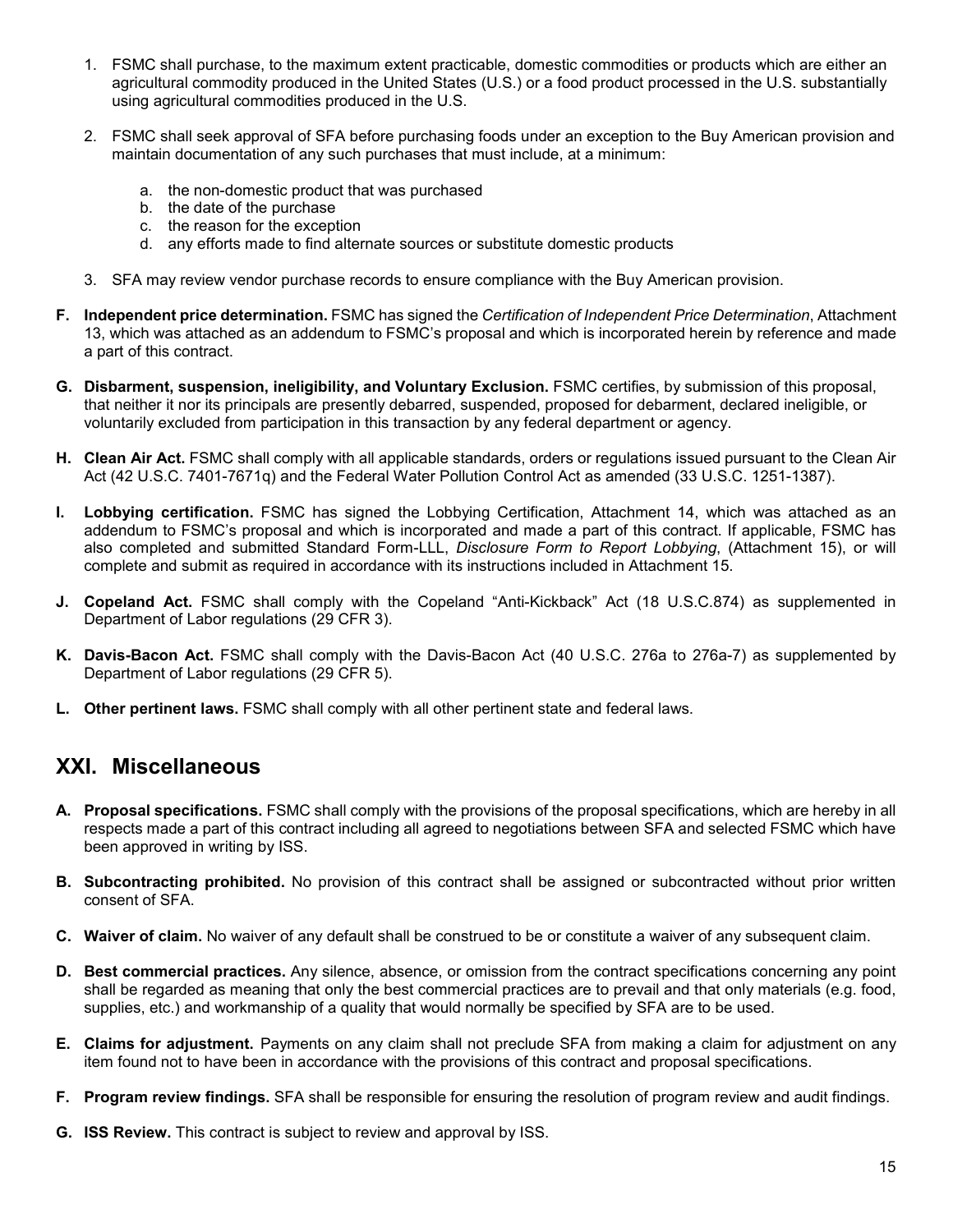1. FSMC shall purchase, to the maximum extent practicable, domestic commodities or products which are either an agricultural commodity produced in the United States (U.S.) or a food product processed in the U.S. substantially using agricultural commodities produced in the U.S.

2. FSMC shall seek approval of SFA before purchasing foods under an exception to the Buy American provision and maintain documentation of any such purchases that must include, at a minimum:

   a. the non-domestic product that was purchased
   b. the date of the purchase
   c. the reason for the exception
   d. any efforts made to find alternate sources or substitute domestic products

3. SFA may review vendor purchase records to ensure compliance with the Buy American provision.

**F. Independent price determination.** FSMC has signed the *Certification of Independent Price Determination*, Attachment 13, which was attached as an addendum to FSMC's proposal and which is incorporated herein by reference and made a part of this contract.

**G. Disbarment, suspension, ineligibility, and Voluntary Exclusion.** FSMC certifies, by submission of this proposal, that neither it nor its principals are presently debarred, suspended, proposed for debarment, declared ineligible, or voluntarily excluded from participation in this transaction by any federal department or agency.

**H. Clean Air Act.** FSMC shall comply with all applicable standards, orders or regulations issued pursuant to the Clean Air Act (42 U.S.C. 7401-7671q) and the Federal Water Pollution Control Act as amended (33 U.S.C. 1251-1387).

**I. Lobbying certification.** FSMC has signed the Lobbying Certification, Attachment 14, which was attached as an addendum to FSMC's proposal and which is incorporated and made a part of this contract. If applicable, FSMC has also completed and submitted Standard Form-LLL, *Disclosure Form to Report Lobbying*, (Attachment 15), or will complete and submit as required in accordance with its instructions included in Attachment 15.

**J. Copeland Act.** FSMC shall comply with the Copeland "Anti-Kickback" Act (18 U.S.C.874) as supplemented in Department of Labor regulations (29 CFR 3).

**K. Davis-Bacon Act.** FSMC shall comply with the Davis-Bacon Act (40 U.S.C. 276a to 276a-7) as supplemented by Department of Labor regulations (29 CFR 5).

**L. Other pertinent laws.** FSMC shall comply with all other pertinent state and federal laws.

## XXI. Miscellaneous

**A. Proposal specifications.** FSMC shall comply with the provisions of the proposal specifications, which are hereby in all respects made a part of this contract including all agreed to negotiations between SFA and selected FSMC which have been approved in writing by ISS.

**B. Subcontracting prohibited.** No provision of this contract shall be assigned or subcontracted without prior written consent of SFA.

**C. Waiver of claim.** No waiver of any default shall be construed to be or constitute a waiver of any subsequent claim.

**D. Best commercial practices.** Any silence, absence, or omission from the contract specifications concerning any point shall be regarded as meaning that only the best commercial practices are to prevail and that only materials (e.g. food, supplies, etc.) and workmanship of a quality that would normally be specified by SFA are to be used.

**E. Claims for adjustment.** Payments on any claim shall not preclude SFA from making a claim for adjustment on any item found not to have been in accordance with the provisions of this contract and proposal specifications.

**F. Program review findings.** SFA shall be responsible for ensuring the resolution of program review and audit findings.

**G. ISS Review.** This contract is subject to review and approval by ISS.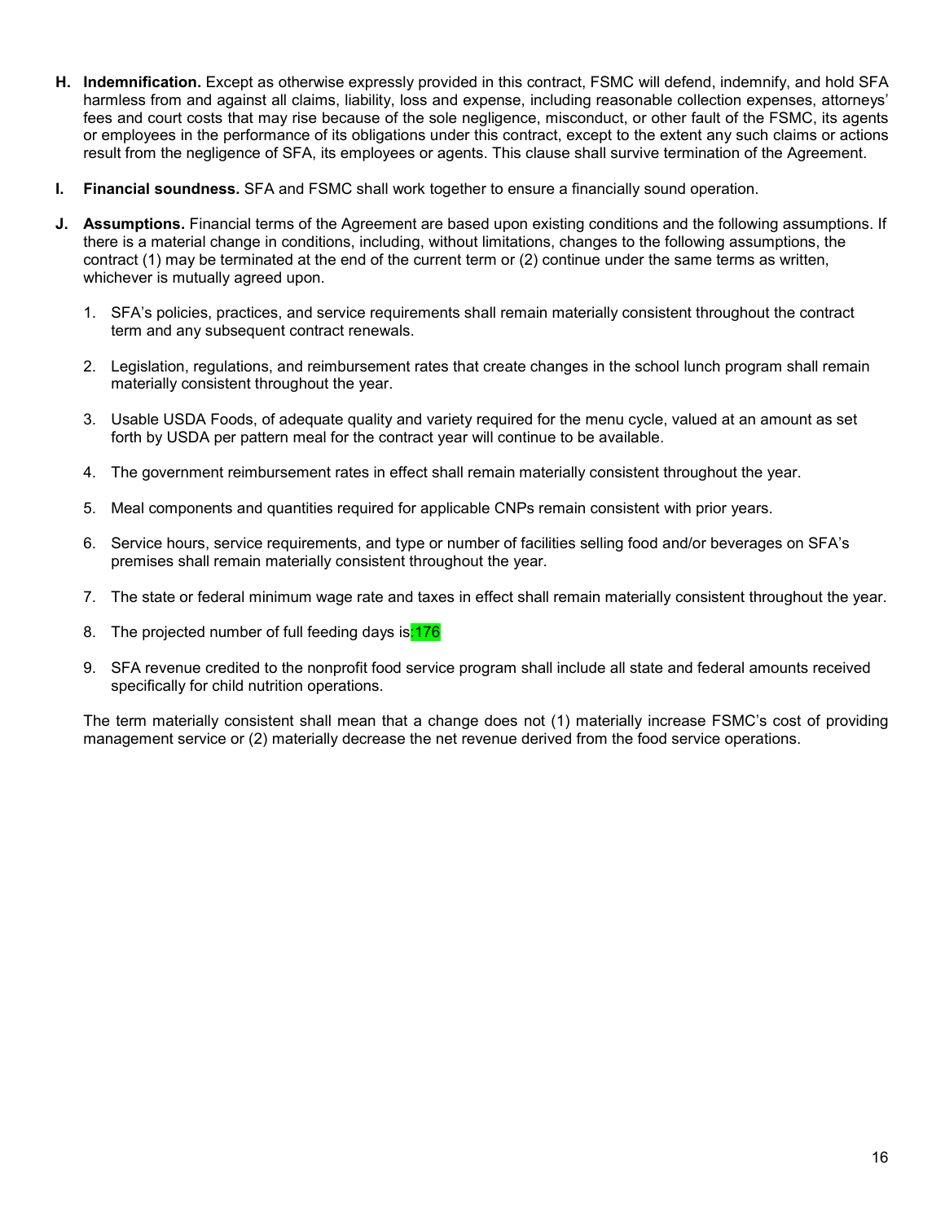H. **Indemnification.** Except as otherwise expressly provided in this contract, FSMC will defend, indemnify, and hold SFA harmless from and against all claims, liability, loss and expense, including reasonable collection expenses, attorneys' fees and court costs that may rise because of the sole negligence, misconduct, or other fault of the FSMC, its agents or employees in the performance of its obligations under this contract, except to the extent any such claims or actions result from the negligence of SFA, its employees or agents. This clause shall survive termination of the Agreement.

I. **Financial soundness.** SFA and FSMC shall work together to ensure a financially sound operation.

J. **Assumptions.** Financial terms of the Agreement are based upon existing conditions and the following assumptions. If there is a material change in conditions, including, without limitations, changes to the following assumptions, the contract (1) may be terminated at the end of the current term or (2) continue under the same terms as written, whichever is mutually agreed upon.

   1. SFA's policies, practices, and service requirements shall remain materially consistent throughout the contract term and any subsequent contract renewals.

   2. Legislation, regulations, and reimbursement rates that create changes in the school lunch program shall remain materially consistent throughout the year.

   3. Usable USDA Foods, of adequate quality and variety required for the menu cycle, valued at an amount as set forth by USDA per pattern meal for the contract year will continue to be available.

   4. The government reimbursement rates in effect shall remain materially consistent throughout the year.

   5. Meal components and quantities required for applicable CNPs remain consistent with prior years.

   6. Service hours, service requirements, and type or number of facilities selling food and/or beverages on SFA's premises shall remain materially consistent throughout the year.

   7. The state or federal minimum wage rate and taxes in effect shall remain materially consistent throughout the year.

   8. The projected number of full feeding days is:176

   9. SFA revenue credited to the nonprofit food service program shall include all state and federal amounts received specifically for child nutrition operations.

   The term materially consistent shall mean that a change does not (1) materially increase FSMC's cost of providing management service or (2) materially decrease the net revenue derived from the food service operations.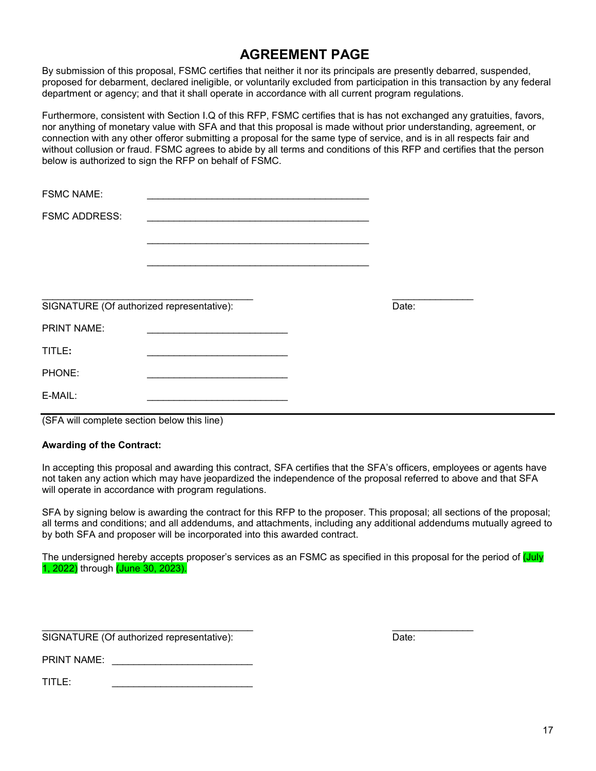# AGREEMENT PAGE

By submission of this proposal, FSMC certifies that neither it nor its principals are presently debarred, suspended, proposed for debarment, declared ineligible, or voluntarily excluded from participation in this transaction by any federal department or agency; and that it shall operate in accordance with all current program regulations.

Furthermore, consistent with Section I.Q of this RFP, FSMC certifies that is has not exchanged any gratuities, favors, nor anything of monetary value with SFA and that this proposal is made without prior understanding, agreement, or connection with any other offeror submitting a proposal for the same type of service, and is in all respects fair and without collusion or fraud. FSMC agrees to abide by all terms and conditions of this RFP and certifies that the person below is authorized to sign the RFP on behalf of FSMC.

FSMC NAME: ________________________________________

FSMC ADDRESS: ________________________________________

________________________________________

________________________________________

________________________________________ ______________

SIGNATURE (Of authorized representative): Date:

PRINT NAME: __________________________

TITLE**:** __________________________

PHONE: __________________________

E-MAIL: __________________________

---

(SFA will complete section below this line)

**Awarding of the Contract:**

In accepting this proposal and awarding this contract, SFA certifies that the SFA's officers, employees or agents have not taken any action which may have jeopardized the independence of the proposal referred to above and that SFA will operate in accordance with program regulations.

SFA by signing below is awarding the contract for this RFP to the proposer. This proposal; all sections of the proposal; all terms and conditions; and all addendums, and attachments, including any additional addendums mutually agreed to by both SFA and proposer will be incorporated into this awarded contract.

The undersigned hereby accepts proposer's services as an FSMC as specified in this proposal for the period of (July 1, 2022) through (June 30, 2023).

________________________________________ ______________

SIGNATURE (Of authorized representative): Date:

PRINT NAME: __________________________

TITLE: __________________________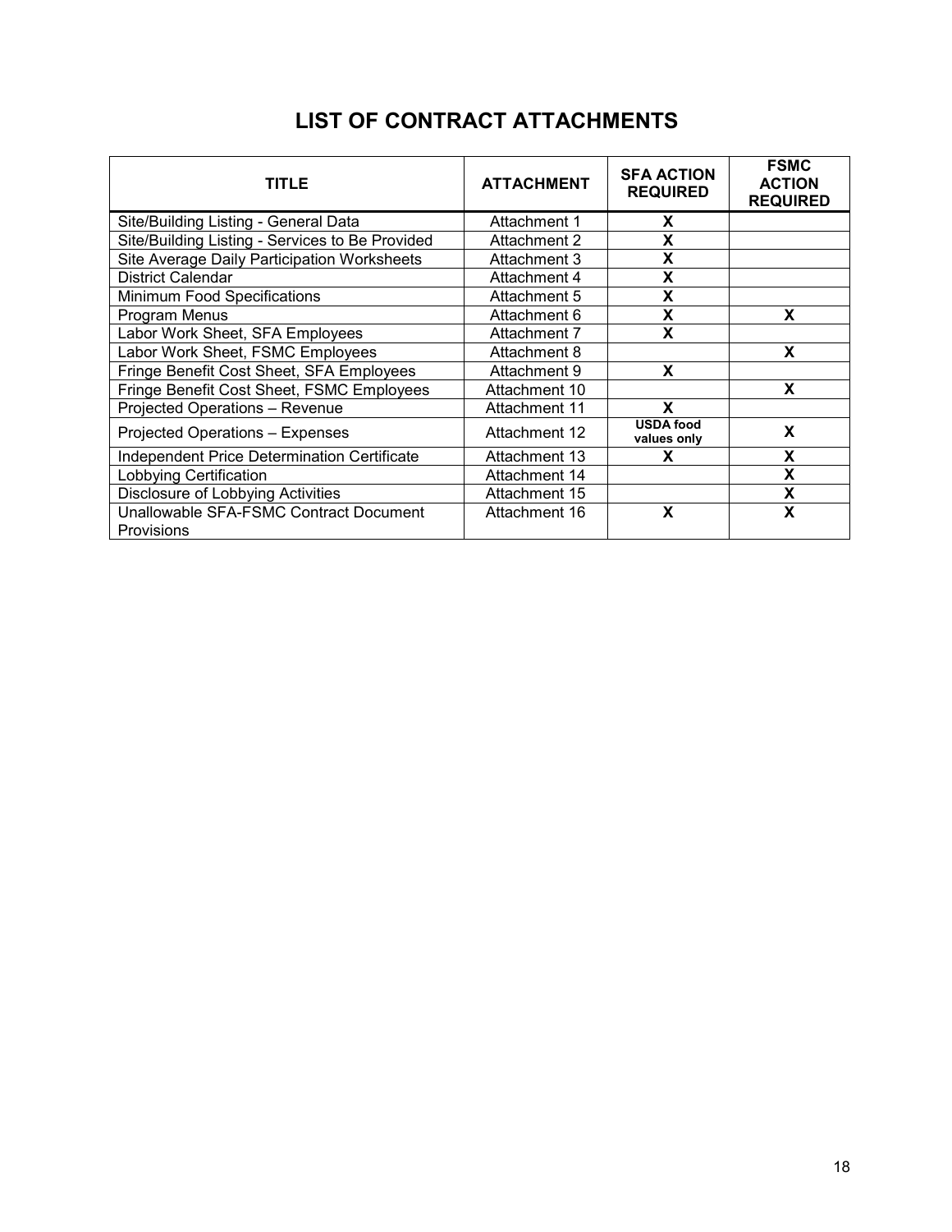# LIST OF CONTRACT ATTACHMENTS

| TITLE | ATTACHMENT | SFA ACTION REQUIRED | FSMC ACTION REQUIRED |
|---|---|---|---|
| Site/Building Listing - General Data | Attachment 1 | X | |
| Site/Building Listing - Services to Be Provided | Attachment 2 | X | |
| Site Average Daily Participation Worksheets | Attachment 3 | X | |
| District Calendar | Attachment 4 | X | |
| Minimum Food Specifications | Attachment 5 | X | |
| Program Menus | Attachment 6 | X | X |
| Labor Work Sheet, SFA Employees | Attachment 7 | X | |
| Labor Work Sheet, FSMC Employees | Attachment 8 | | X |
| Fringe Benefit Cost Sheet, SFA Employees | Attachment 9 | X | |
| Fringe Benefit Cost Sheet, FSMC Employees | Attachment 10 | | X |
| Projected Operations – Revenue | Attachment 11 | X | |
| Projected Operations – Expenses | Attachment 12 | USDA food values only | X |
| Independent Price Determination Certificate | Attachment 13 | X | X |
| Lobbying Certification | Attachment 14 | | X |
| Disclosure of Lobbying Activities | Attachment 15 | | X |
| Unallowable SFA-FSMC Contract Document Provisions | Attachment 16 | X | X |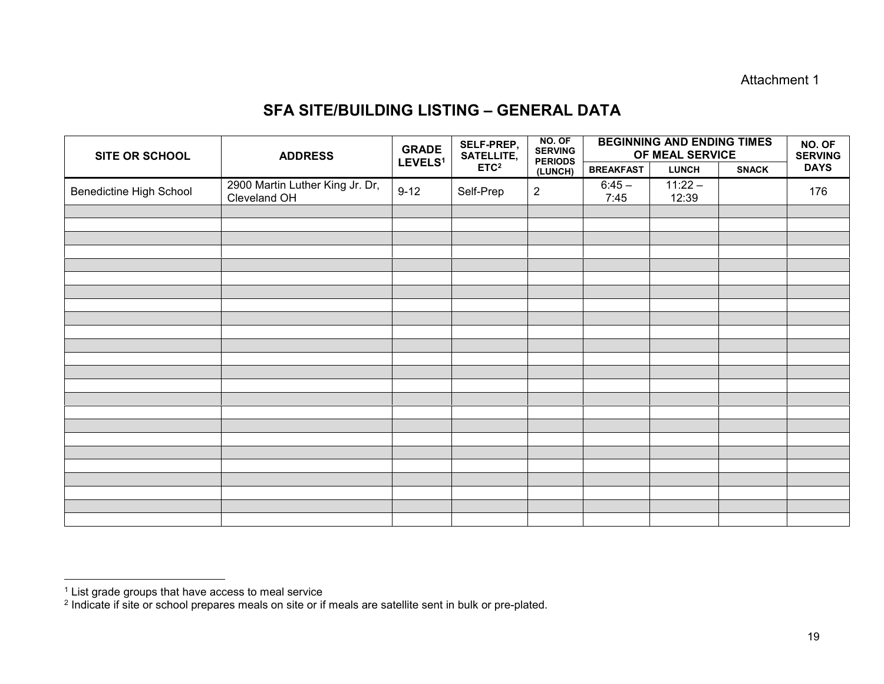Attachment 1

# SFA SITE/BUILDING LISTING – GENERAL DATA

| SITE OR SCHOOL | ADDRESS | GRADE LEVELS[1] | SELF-PREP, SATELLITE, ETC[2] | NO. OF SERVING PERIODS (LUNCH) | BEGINNING AND ENDING TIMES OF MEAL SERVICE | | | NO. OF SERVING DAYS |
|---|---|---|---|---|---|---|---|---|
| | | | | | BREAKFAST | LUNCH | SNACK | |
| Benedictine High School | 2900 Martin Luther King Jr. Dr, Cleveland OH | 9-12 | Self-Prep | 2 | 6:45 – 7:45 | 11:22 – 12:39 | | 176 |
| | | | | | | | | |
| | | | | | | | | |
| | | | | | | | | |
| | | | | | | | | |
| | | | | | | | | |
| | | | | | | | | |
| | | | | | | | | |
| | | | | | | | | |
| | | | | | | | | |
| | | | | | | | | |
| | | | | | | | | |
| | | | | | | | | |
| | | | | | | | | |
| | | | | | | | | |
| | | | | | | | | |
| | | | | | | | | |
| | | | | | | | | |
| | | | | | | | | |
| | | | | | | | | |
| | | | | | | | | |
| | | | | | | | | |
| | | | | | | | | |
| | | | | | | | | |
| | | | | | | | | |

[1] List grade groups that have access to meal service

[2] Indicate if site or school prepares meals on site or if meals are satellite sent in bulk or pre-plated.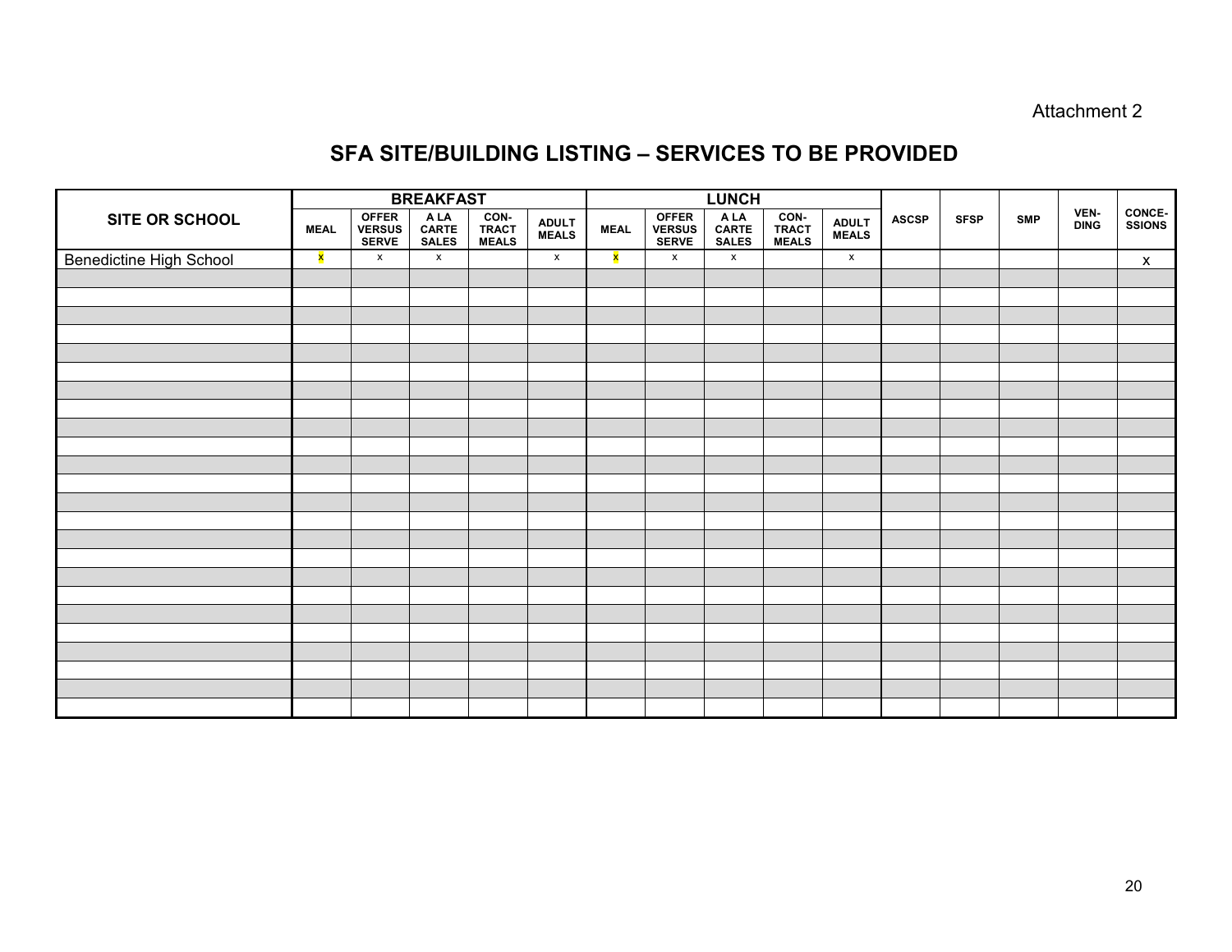Attachment 2

# SFA SITE/BUILDING LISTING – SERVICES TO BE PROVIDED

| SITE OR SCHOOL | BREAKFAST | | | | | LUNCH | | | | | ASCSP | SFSP | SMP | VEN-DING | CONCE-SSIONS |
|---|---|---|---|---|---|---|---|---|---|---|---|---|---|---|---|
| | MEAL | OFFER VERSUS SERVE | A LA CARTE SALES | CON-TRACT MEALS | ADULT MEALS | MEAL | OFFER VERSUS SERVE | A LA CARTE SALES | CON-TRACT MEALS | ADULT MEALS | | | | | |
| Benedictine High School | x | x | x | | x | x | x | x | | x | | | | | x |
| | | | | | | | | | | | | | | | |
| | | | | | | | | | | | | | | | |
| | | | | | | | | | | | | | | | |
| | | | | | | | | | | | | | | | |
| | | | | | | | | | | | | | | | |
| | | | | | | | | | | | | | | | |
| | | | | | | | | | | | | | | | |
| | | | | | | | | | | | | | | | |
| | | | | | | | | | | | | | | | |
| | | | | | | | | | | | | | | | |
| | | | | | | | | | | | | | | | |
| | | | | | | | | | | | | | | | |
| | | | | | | | | | | | | | | | |
| | | | | | | | | | | | | | | | |
| | | | | | | | | | | | | | | | |
| | | | | | | | | | | | | | | | |
| | | | | | | | | | | | | | | | |
| | | | | | | | | | | | | | | | |
| | | | | | | | | | | | | | | | |
| | | | | | | | | | | | | | | | |
| | | | | | | | | | | | | | | | |
| | | | | | | | | | | | | | | | |
| | | | | | | | | | | | | | | | |
| | | | | | | | | | | | | | | | |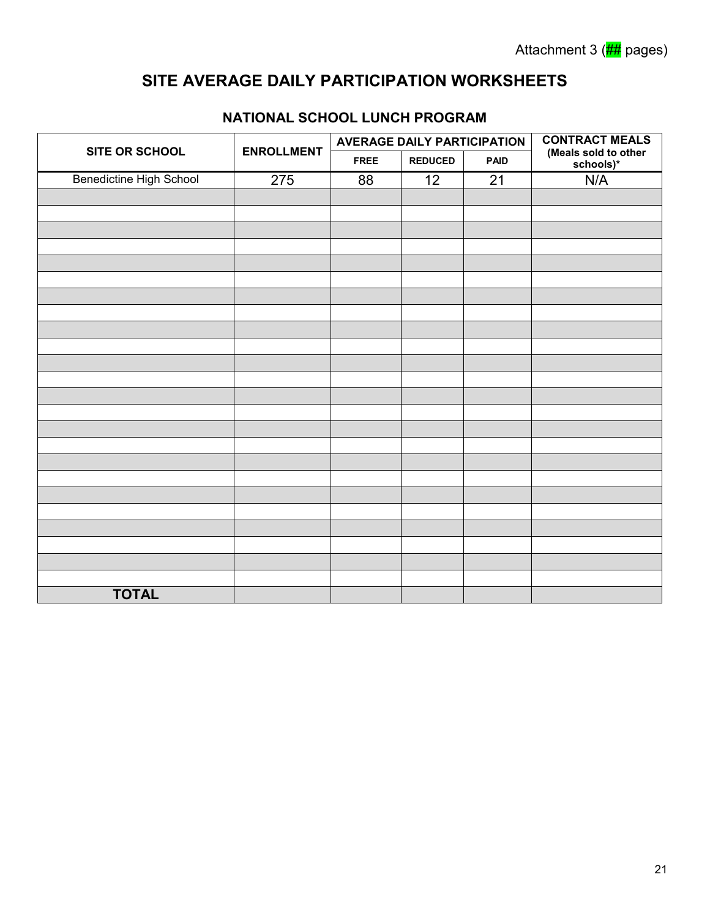Attachment 3 (## pages)

# SITE AVERAGE DAILY PARTICIPATION WORKSHEETS

## NATIONAL SCHOOL LUNCH PROGRAM

| SITE OR SCHOOL | ENROLLMENT | AVERAGE DAILY PARTICIPATION | | | CONTRACT MEALS (Meals sold to other schools)* |
|---|---|---|---|---|---|
| | | FREE | REDUCED | PAID | |
| Benedictine High School | 275 | 88 | 12 | 21 | N/A |
| | | | | | |
| | | | | | |
| | | | | | |
| | | | | | |
| | | | | | |
| | | | | | |
| | | | | | |
| | | | | | |
| | | | | | |
| | | | | | |
| | | | | | |
| | | | | | |
| | | | | | |
| | | | | | |
| | | | | | |
| | | | | | |
| | | | | | |
| | | | | | |
| | | | | | |
| | | | | | |
| | | | | | |
| | | | | | |
| | | | | | |
| | | | | | |
| **TOTAL** | | | | | |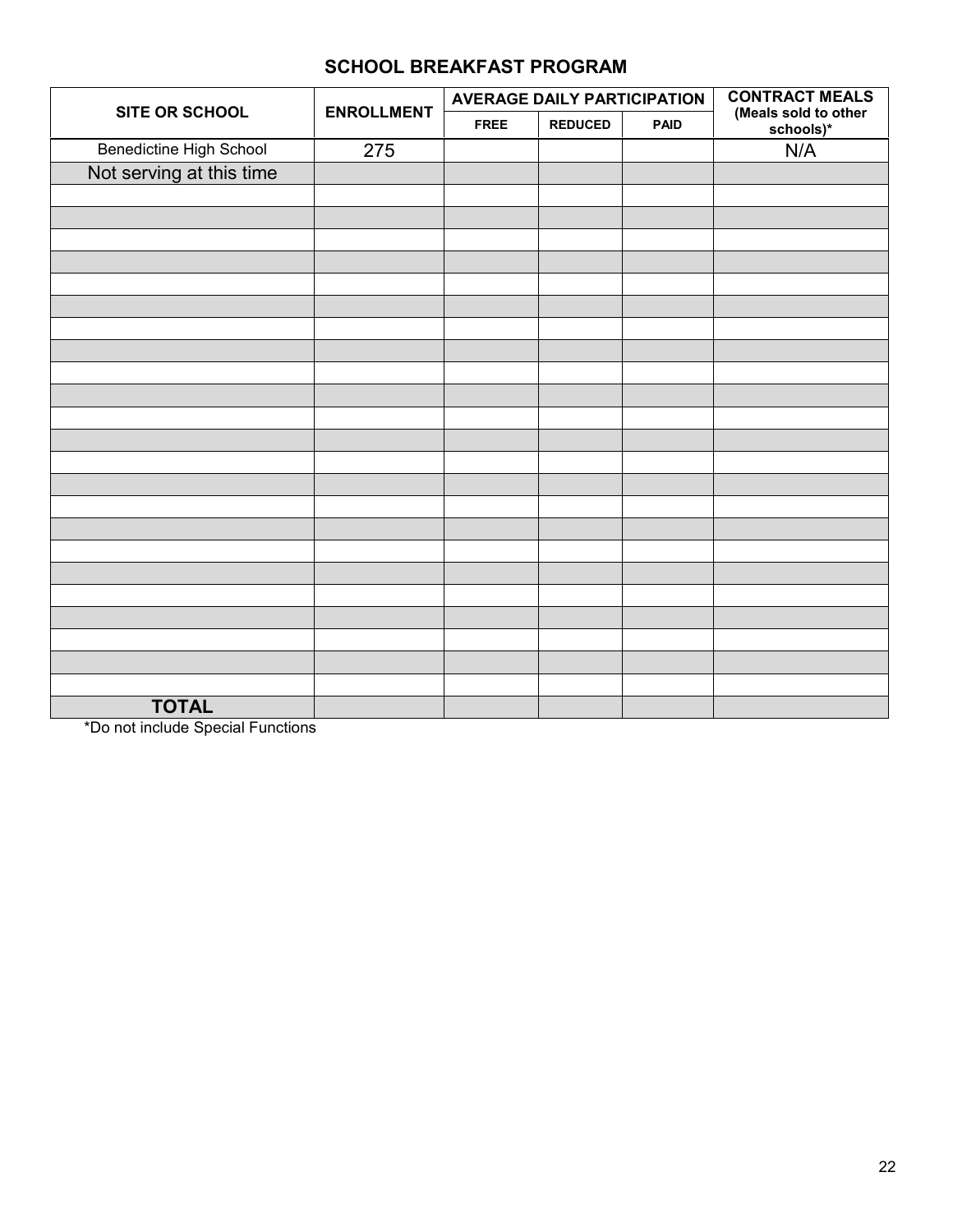## SCHOOL BREAKFAST PROGRAM

| SITE OR SCHOOL | ENROLLMENT | AVERAGE DAILY PARTICIPATION | | | CONTRACT MEALS (Meals sold to other schools)* |
|---|---|---|---|---|---|
| | | FREE | REDUCED | PAID | |
| Benedictine High School | 275 | | | | N/A |
| Not serving at this time | | | | | |
| | | | | | |
| | | | | | |
| | | | | | |
| | | | | | |
| | | | | | |
| | | | | | |
| | | | | | |
| | | | | | |
| | | | | | |
| | | | | | |
| | | | | | |
| | | | | | |
| | | | | | |
| | | | | | |
| | | | | | |
| | | | | | |
| | | | | | |
| | | | | | |
| | | | | | |
| | | | | | |
| | | | | | |
| | | | | | |
| | | | | | |
| **TOTAL** | | | | | |

*Do not include Special Functions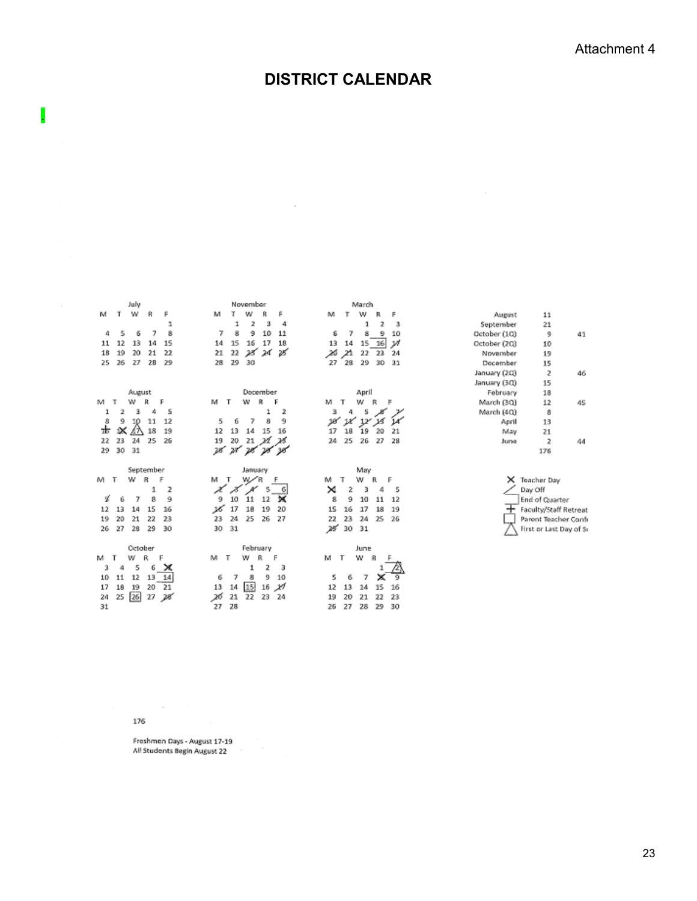# DISTRICT CALENDAR

.

**July**

| M | T | W | R | F |
|---|---|---|---|---|
| | | | | 1 |
| 4 | 5 | 6 | 7 | 8 |
| 11 | 12 | 13 | 14 | 15 |
| 18 | 19 | 20 | 21 | 22 |
| 25 | 26 | 27 | 28 | 29 |

**August**

| M | T | W | R | F |
|---|---|---|---|---|
| 1 | 2 | 3 | 4 | 5 |
| 8 | 9 | 10 | 11 | 12 |
| 15 | 16 | 17 | 18 | 19 |
| 22 | 23 | 24 | 25 | 26 |
| 29 | 30 | 31 | | |

**September**

| M | T | W | R | F |
|---|---|---|---|---|
| | | | 1 | 2 |
| 5 | 6 | 7 | 8 | 9 |
| 12 | 13 | 14 | 15 | 16 |
| 19 | 20 | 21 | 22 | 23 |
| 26 | 27 | 28 | 29 | 30 |

**October**

| M | T | W | R | F |
|---|---|---|---|---|
| 3 | 4 | 5 | 6 | 7 |
| 10 | 11 | 12 | 13 | 14 |
| 17 | 18 | 19 | 20 | 21 |
| 24 | 25 | 26 | 27 | 28 |
| 31 | | | | |

**November**

| M | T | W | R | F |
|---|---|---|---|---|
| | 1 | 2 | 3 | 4 |
| 7 | 8 | 9 | 10 | 11 |
| 14 | 15 | 16 | 17 | 18 |
| 21 | 22 | 23 | 24 | 25 |
| 28 | 29 | 30 | | |

**December**

| M | T | W | R | F |
|---|---|---|---|---|
| | | | 1 | 2 |
| 5 | 6 | 7 | 8 | 9 |
| 12 | 13 | 14 | 15 | 16 |
| 19 | 20 | 21 | 22 | 23 |
| 26 | 27 | 28 | 29 | 30 |

**January**

| M | T | W | R | F |
|---|---|---|---|---|
| 2 | 3 | 4 | 5 | 6 |
| 9 | 10 | 11 | 12 | 13 |
| 16 | 17 | 18 | 19 | 20 |
| 23 | 24 | 25 | 26 | 27 |
| 30 | 31 | | | |

**February**

| M | T | W | R | F |
|---|---|---|---|---|
| | | 1 | 2 | 3 |
| 6 | 7 | 8 | 9 | 10 |
| 13 | 14 | 15 | 16 | 17 |
| 20 | 21 | 22 | 23 | 24 |
| 27 | 28 | | | |

**March**

| M | T | W | R | F |
|---|---|---|---|---|
| | | 1 | 2 | 3 |
| 6 | 7 | 8 | 9 | 10 |
| 13 | 14 | 15 | 16 | 17 |
| 20 | 21 | 22 | 23 | 24 |
| 27 | 28 | 29 | 30 | 31 |

**April**

| M | T | W | R | F |
|---|---|---|---|---|
| 3 | 4 | 5 | 6 | 7 |
| 10 | 11 | 12 | 13 | 14 |
| 17 | 18 | 19 | 20 | 21 |
| 24 | 25 | 26 | 27 | 28 |

**May**

| M | T | W | R | F |
|---|---|---|---|---|
| 1 | 2 | 3 | 4 | 5 |
| 8 | 9 | 10 | 11 | 12 |
| 15 | 16 | 17 | 18 | 19 |
| 22 | 23 | 24 | 25 | 26 |
| 29 | 30 | 31 | | |

**June**

| M | T | W | R | F |
|---|---|---|---|---|
| | | | 1 | 2 |
| 5 | 6 | 7 | 8 | 9 |
| 12 | 13 | 14 | 15 | 16 |
| 19 | 20 | 21 | 22 | 23 |
| 26 | 27 | 28 | 29 | 30 |

| Month | Days | Quarter Total |
|---|---|---|
| August | 11 | |
| September | 21 | |
| October (1Q) | 9 | 41 |
| October (2Q) | 10 | |
| November | 19 | |
| December | 15 | |
| January (2Q) | 2 | 46 |
| January (3Q) | 15 | |
| February | 18 | |
| March (3Q) | 12 | 45 |
| March (4Q) | 8 | |
| April | 13 | |
| May | 21 | |
| June | 2 | 44 |
| | 176 | |

- X Teacher Day
- / Day Off
- End of Quarter
- + Faculty/Staff Retreat
- □ Parent Teacher Conf
- △ First or Last Day of S

176

Freshmen Days - August 17-19
All Students Begin August 22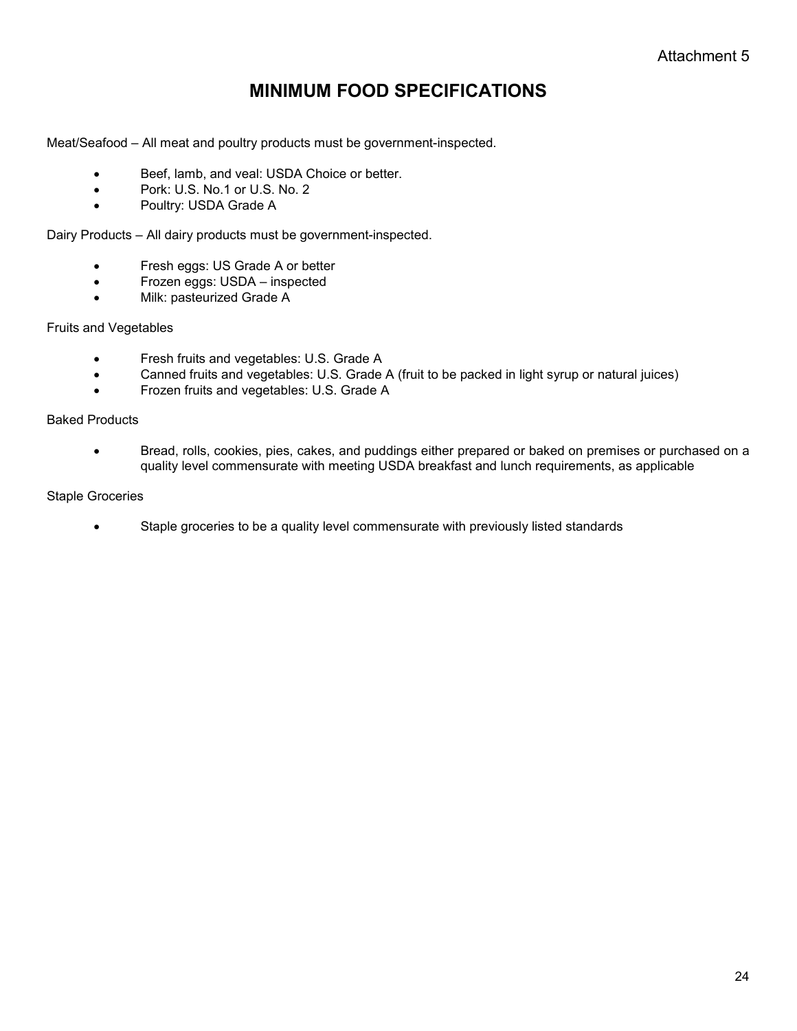Attachment 5

# MINIMUM FOOD SPECIFICATIONS

Meat/Seafood – All meat and poultry products must be government-inspected.

- Beef, lamb, and veal: USDA Choice or better.
- Pork: U.S. No.1 or U.S. No. 2
- Poultry: USDA Grade A

Dairy Products – All dairy products must be government-inspected.

- Fresh eggs: US Grade A or better
- Frozen eggs: USDA – inspected
- Milk: pasteurized Grade A

Fruits and Vegetables

- Fresh fruits and vegetables: U.S. Grade A
- Canned fruits and vegetables: U.S. Grade A (fruit to be packed in light syrup or natural juices)
- Frozen fruits and vegetables: U.S. Grade A

Baked Products

- Bread, rolls, cookies, pies, cakes, and puddings either prepared or baked on premises or purchased on a quality level commensurate with meeting USDA breakfast and lunch requirements, as applicable

Staple Groceries

- Staple groceries to be a quality level commensurate with previously listed standards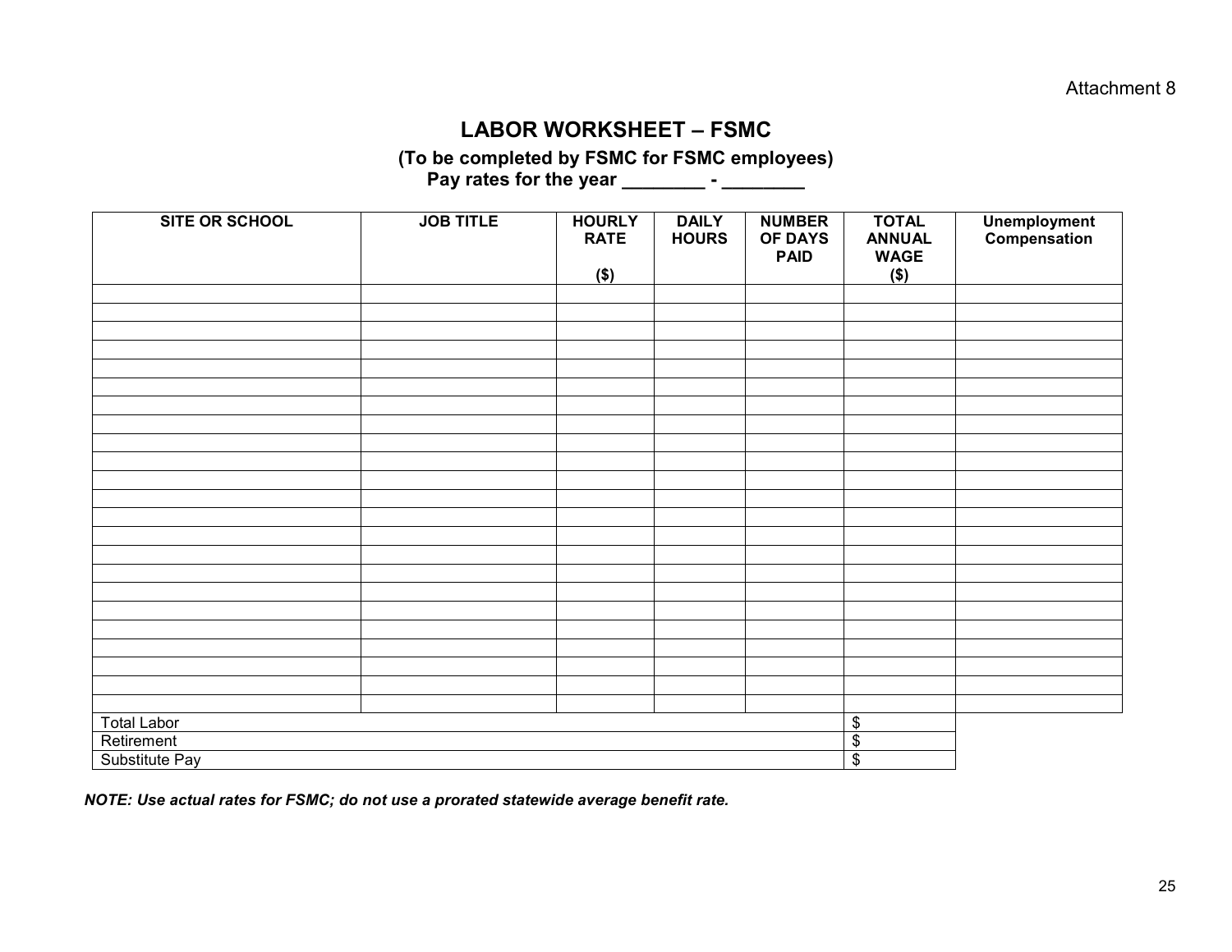Attachment 8

# LABOR WORKSHEET – FSMC

**(To be completed by FSMC for FSMC employees)**
**Pay rates for the year ________ - ________**

| SITE OR SCHOOL | JOB TITLE | HOURLY RATE ($) | DAILY HOURS | NUMBER OF DAYS PAID | TOTAL ANNUAL WAGE ($) | Unemployment Compensation |
|---|---|---|---|---|---|---|
| | | | | | | |
| | | | | | | |
| | | | | | | |
| | | | | | | |
| | | | | | | |
| | | | | | | |
| | | | | | | |
| | | | | | | |
| | | | | | | |
| | | | | | | |
| | | | | | | |
| | | | | | | |
| | | | | | | |
| | | | | | | |
| | | | | | | |
| | | | | | | |
| | | | | | | |
| | | | | | | |
| | | | | | | |
| | | | | | | |
| | | | | | | |
| | | | | | | |
| | | | | | | |
| Total Labor | | | | | $ | |
| Retirement | | | | | $ | |
| Substitute Pay | | | | | $ | |

***NOTE: Use actual rates for FSMC; do not use a prorated statewide average benefit rate.***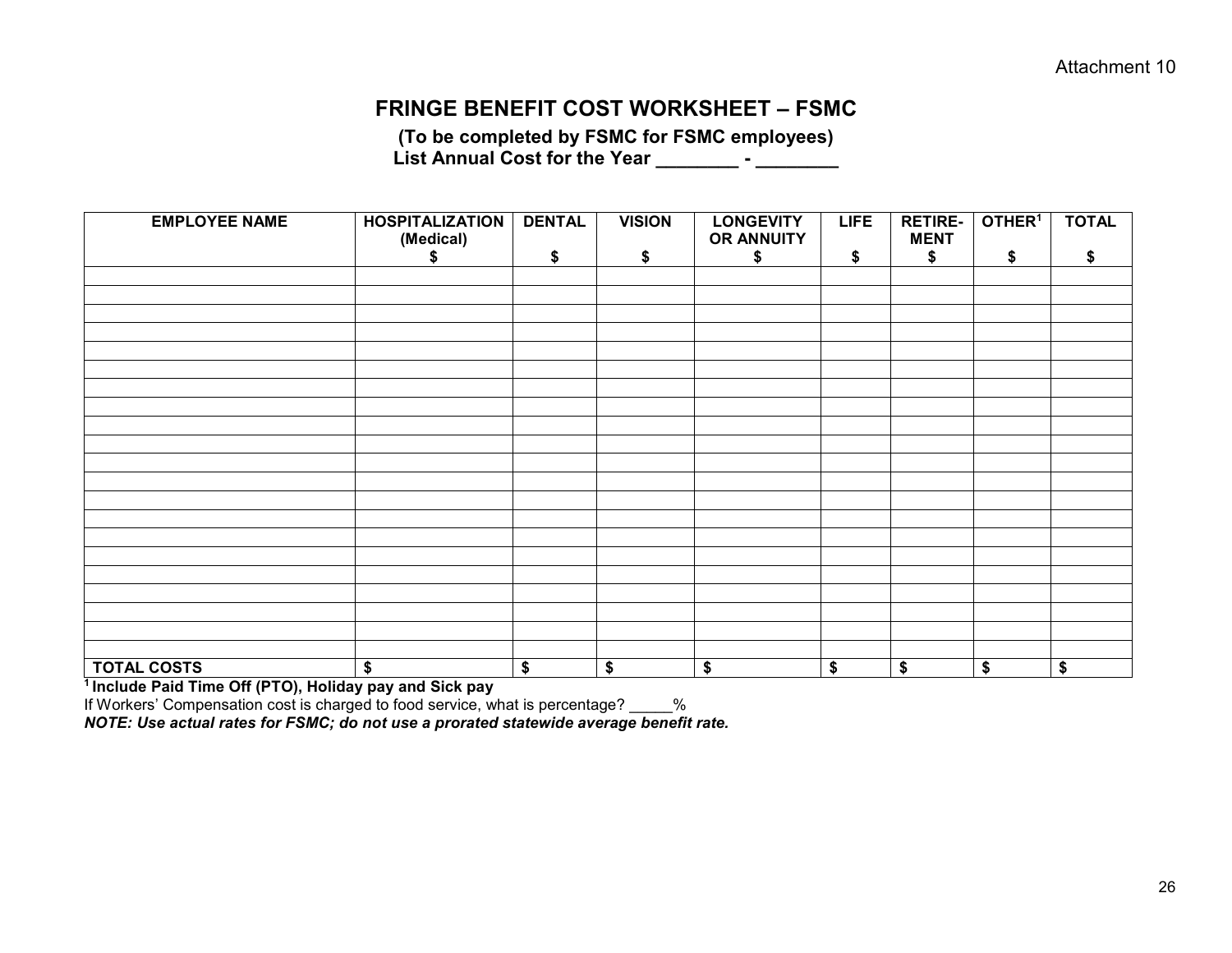Attachment 10

# FRINGE BENEFIT COST WORKSHEET – FSMC

**(To be completed by FSMC for FSMC employees)**
**List Annual Cost for the Year ________ - ________**

| EMPLOYEE NAME | HOSPITALIZATION (Medical) $ | DENTAL $ | VISION $ | LONGEVITY OR ANNUITY $ | LIFE $ | RETIRE-MENT $ | OTHER[1] $ | TOTAL $ |
|---|---|---|---|---|---|---|---|---|
| | | | | | | | | |
| | | | | | | | | |
| | | | | | | | | |
| | | | | | | | | |
| | | | | | | | | |
| | | | | | | | | |
| | | | | | | | | |
| | | | | | | | | |
| | | | | | | | | |
| | | | | | | | | |
| | | | | | | | | |
| | | | | | | | | |
| | | | | | | | | |
| | | | | | | | | |
| | | | | | | | | |
| | | | | | | | | |
| | | | | | | | | |
| | | | | | | | | |
| | | | | | | | | |
| | | | | | | | | |
| | | | | | | | | |
| **TOTAL COSTS** | $ | $ | $ | $ | $ | $ | $ | $ |

**[1] Include Paid Time Off (PTO), Holiday pay and Sick pay**

If Workers' Compensation cost is charged to food service, what is percentage? _____%

***NOTE: Use actual rates for FSMC; do not use a prorated statewide average benefit rate.***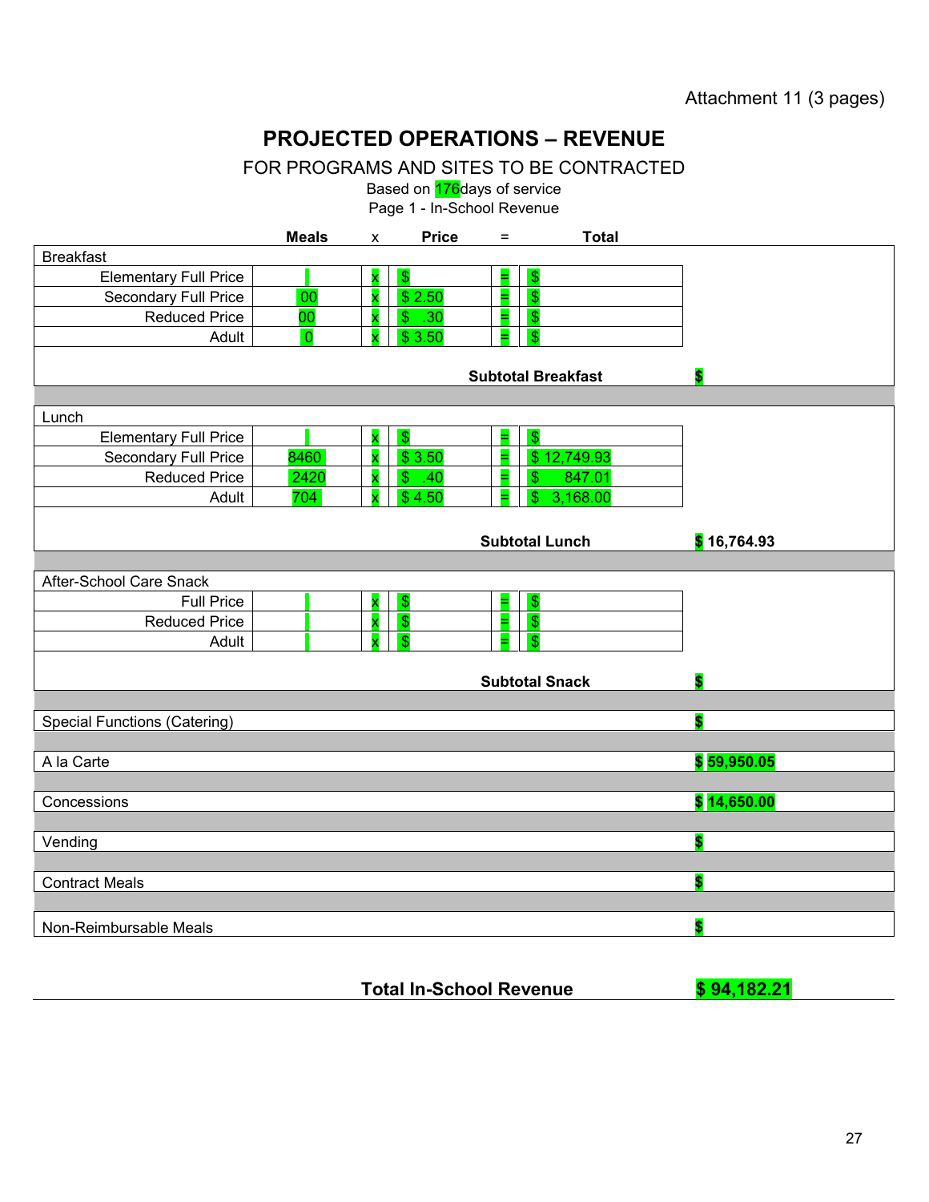Attachment 11 (3 pages)

# PROJECTED OPERATIONS – REVENUE

## FOR PROGRAMS AND SITES TO BE CONTRACTED

Based on 176days of service

Page 1 - In-School Revenue

| | Meals | x | Price | = | Total | |
|---|---|---|---|---|---|---|
| **Breakfast** | | | | | | |
| Elementary Full Price | | x | $ | = | $ | |
| Secondary Full Price | 00 | x | $ 2.50 | = | $ | |
| Reduced Price | 00 | x | $ .30 | = | $ | |
| Adult | 0 | x | $ 3.50 | = | $ | |
| | | | | | **Subtotal Breakfast** | $ |
| **Lunch** | | | | | | |
| Elementary Full Price | | x | $ | = | $ | |
| Secondary Full Price | 8460 | x | $ 3.50 | = | $ 12,749.93 | |
| Reduced Price | 2420 | x | $ .40 | = | $ 847.01 | |
| Adult | 704 | x | $ 4.50 | = | $ 3,168.00 | |
| | | | | | **Subtotal Lunch** | $ 16,764.93 |
| **After-School Care Snack** | | | | | | |
| Full Price | | x | $ | = | $ | |
| Reduced Price | | x | $ | = | $ | |
| Adult | | x | $ | = | $ | |
| | | | | | **Subtotal Snack** | $ |
| Special Functions (Catering) | | | | | | $ |
| A la Carte | | | | | | $ 59,950.05 |
| Concessions | | | | | | $ 14,650.00 |
| Vending | | | | | | $ |
| Contract Meals | | | | | | $ |
| Non-Reimbursable Meals | | | | | | $ |
| | | | | | **Total In-School Revenue** | **$ 94,182.21** |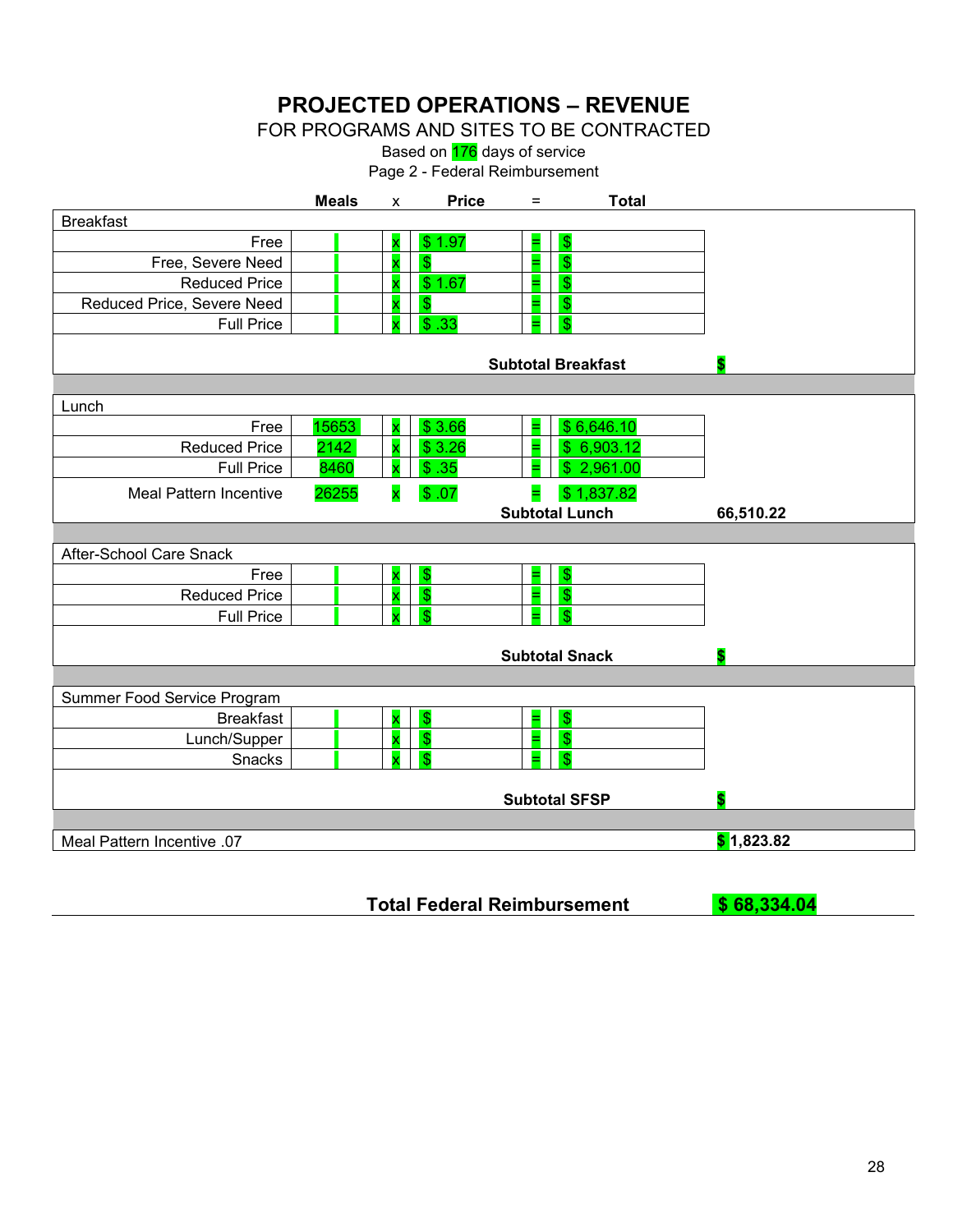# PROJECTED OPERATIONS – REVENUE

FOR PROGRAMS AND SITES TO BE CONTRACTED

Based on 176 days of service

Page 2 - Federal Reimbursement

| | Meals | x | Price | = | Total | |
|---|---|---|---|---|---|---|
| **Breakfast** | | | | | | |
| Free | | x | $ 1.97 | = | $ | |
| Free, Severe Need | | x | $ | = | $ | |
| Reduced Price | | x | $ 1.67 | = | $ | |
| Reduced Price, Severe Need | | x | $ | = | $ | |
| Full Price | | x | $ .33 | = | $ | |
| | | | | | **Subtotal Breakfast** | **$** |
| **Lunch** | | | | | | |
| Free | 15653 | x | $ 3.66 | = | $ 6,646.10 | |
| Reduced Price | 2142 | x | $ 3.26 | = | $ 6,903.12 | |
| Full Price | 8460 | x | $ .35 | = | $ 2,961.00 | |
| Meal Pattern Incentive | 26255 | x | $ .07 | = | $ 1,837.82 | |
| | | | | | **Subtotal Lunch** | **66,510.22** |
| **After-School Care Snack** | | | | | | |
| Free | | x | $ | = | $ | |
| Reduced Price | | x | $ | = | $ | |
| Full Price | | x | $ | = | $ | |
| | | | | | **Subtotal Snack** | **$** |
| **Summer Food Service Program** | | | | | | |
| Breakfast | | x | $ | = | $ | |
| Lunch/Supper | | x | $ | = | $ | |
| Snacks | | x | $ | = | $ | |
| | | | | | **Subtotal SFSP** | **$** |
| Meal Pattern Incentive .07 | | | | | | **$ 1,823.82** |

**Total Federal Reimbursement** **$ 68,334.04**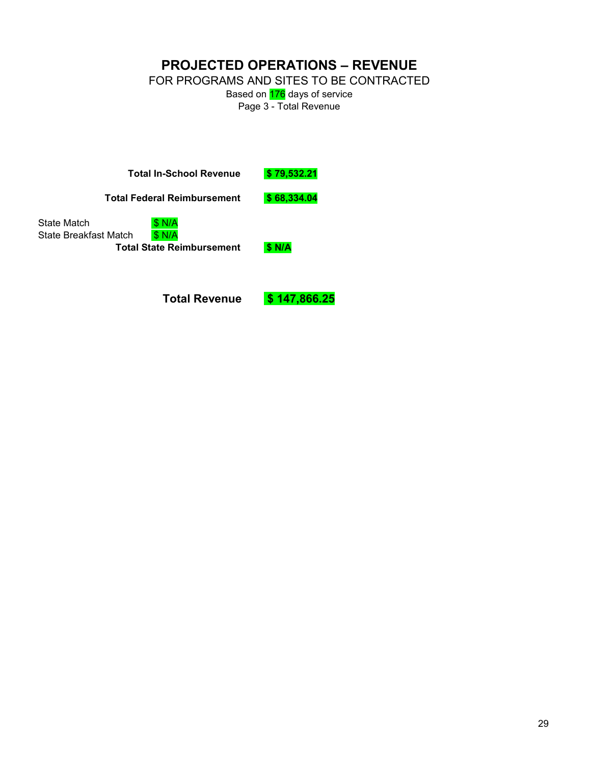# PROJECTED OPERATIONS – REVENUE

FOR PROGRAMS AND SITES TO BE CONTRACTED

Based on 176 days of service

Page 3 - Total Revenue

| | | |
|---|---|---|
| | **Total In-School Revenue** | **$ 79,532.21** |
| | **Total Federal Reimbursement** | **$ 68,334.04** |
| State Match | $ N/A | |
| State Breakfast Match | $ N/A | |
| | **Total State Reimbursement** | **$ N/A** |
| | **Total Revenue** | **$ 147,866.25** |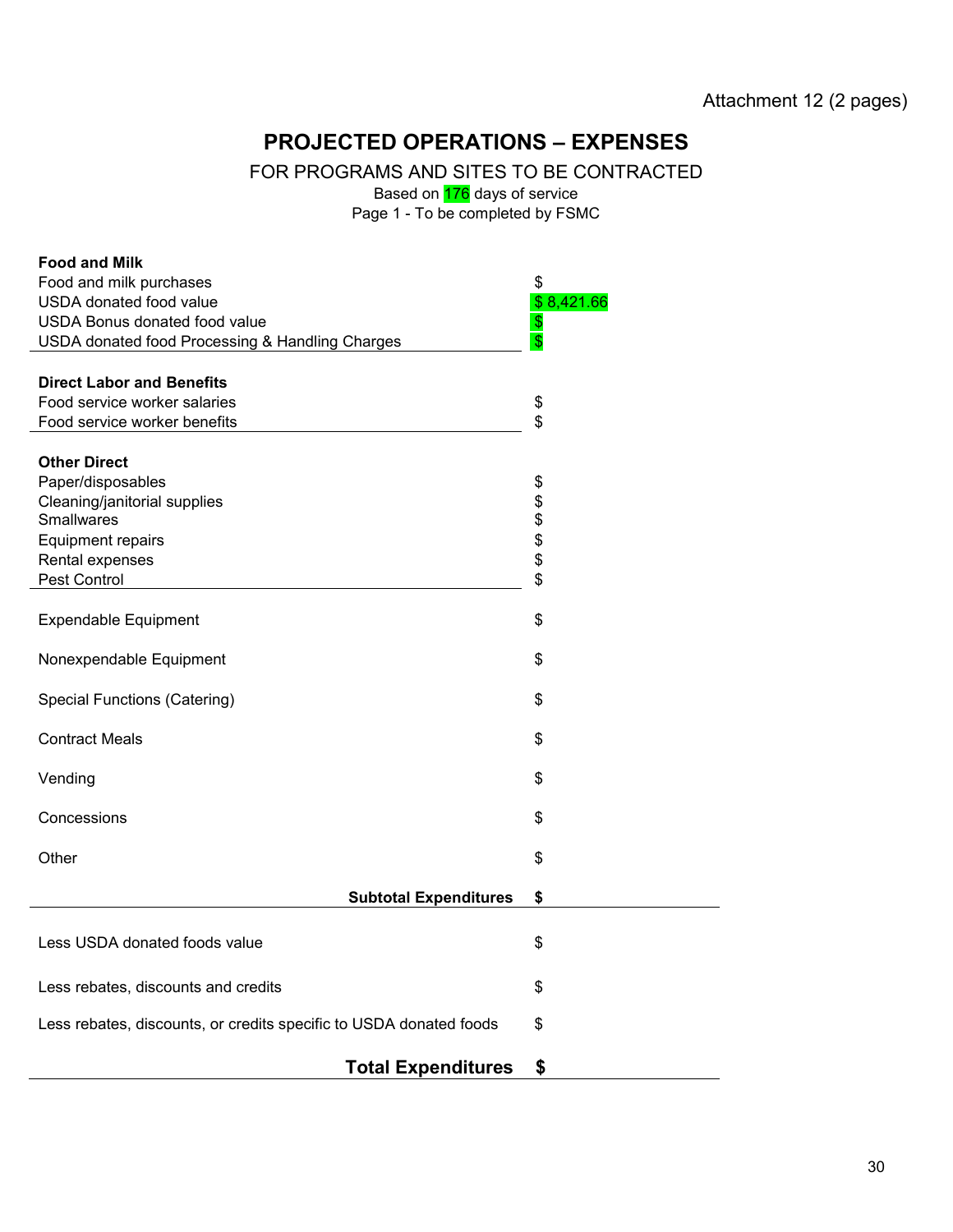Attachment 12 (2 pages)

# PROJECTED OPERATIONS – EXPENSES

FOR PROGRAMS AND SITES TO BE CONTRACTED

Based on 176 days of service

Page 1 - To be completed by FSMC

| | |
|---|---|
| **Food and Milk** | |
| Food and milk purchases | $ |
| USDA donated food value | $ 8,421.66 |
| USDA Bonus donated food value | $ |
| USDA donated food Processing & Handling Charges | $ |
| **Direct Labor and Benefits** | |
| Food service worker salaries | $ |
| Food service worker benefits | $ |
| **Other Direct** | |
| Paper/disposables | $ |
| Cleaning/janitorial supplies | $ |
| Smallwares | $ |
| Equipment repairs | $ |
| Rental expenses | $ |
| Pest Control | $ |
| Expendable Equipment | $ |
| Nonexpendable Equipment | $ |
| Special Functions (Catering) | $ |
| Contract Meals | $ |
| Vending | $ |
| Concessions | $ |
| Other | $ |
| **Subtotal Expenditures** | **$** |
| Less USDA donated foods value | $ |
| Less rebates, discounts and credits | $ |
| Less rebates, discounts, or credits specific to USDA donated foods | $ |
| **Total Expenditures** | **$** |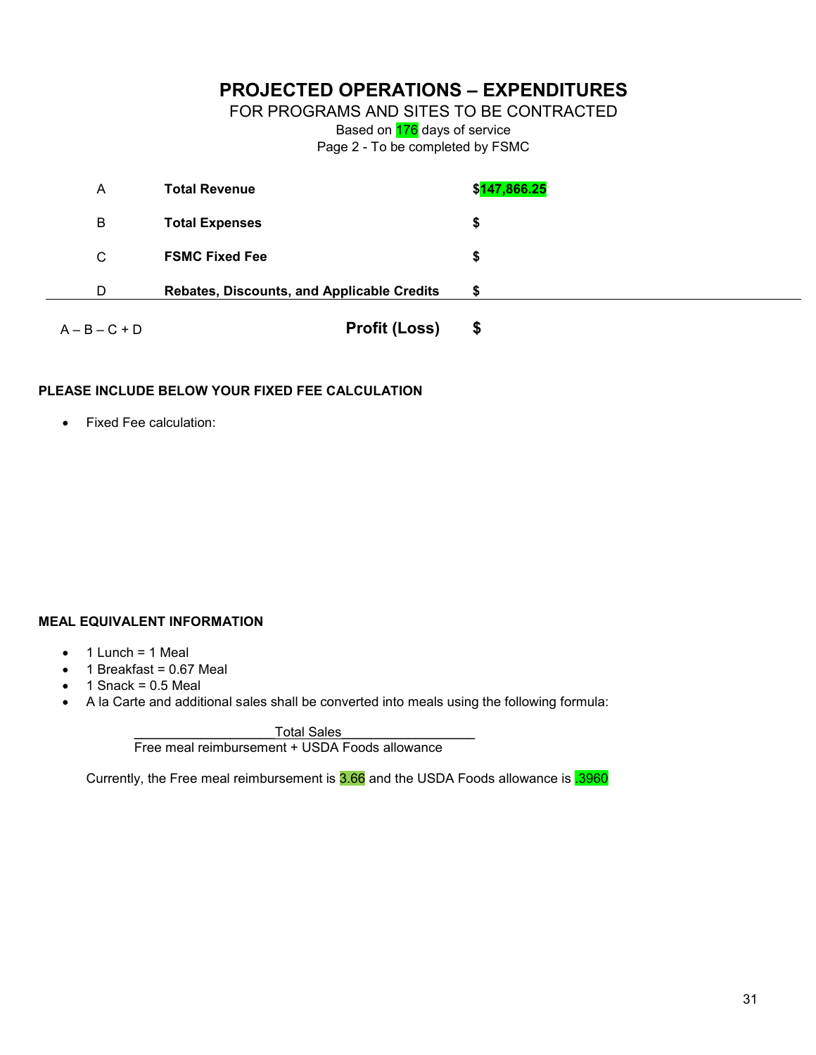# PROJECTED OPERATIONS – EXPENDITURES

FOR PROGRAMS AND SITES TO BE CONTRACTED

Based on 176 days of service

Page 2 - To be completed by FSMC

| | | |
|---|---|---|
| A | **Total Revenue** | **$147,866.25** |
| B | **Total Expenses** | **$** |
| C | **FSMC Fixed Fee** | **$** |
| D | **Rebates, Discounts, and Applicable Credits** | **$** |
| A – B – C + D | **Profit (Loss)** | **$** |

**PLEASE INCLUDE BELOW YOUR FIXED FEE CALCULATION**

- Fixed Fee calculation:

**MEAL EQUIVALENT INFORMATION**

- 1 Lunch = 1 Meal
- 1 Breakfast = 0.67 Meal
- 1 Snack = 0.5 Meal
- A la Carte and additional sales shall be converted into meals using the following formula:

$$\frac{\text{Total Sales}}{\text{Free meal reimbursement + USDA Foods allowance}}$$

Currently, the Free meal reimbursement is 3.66 and the USDA Foods allowance is .3960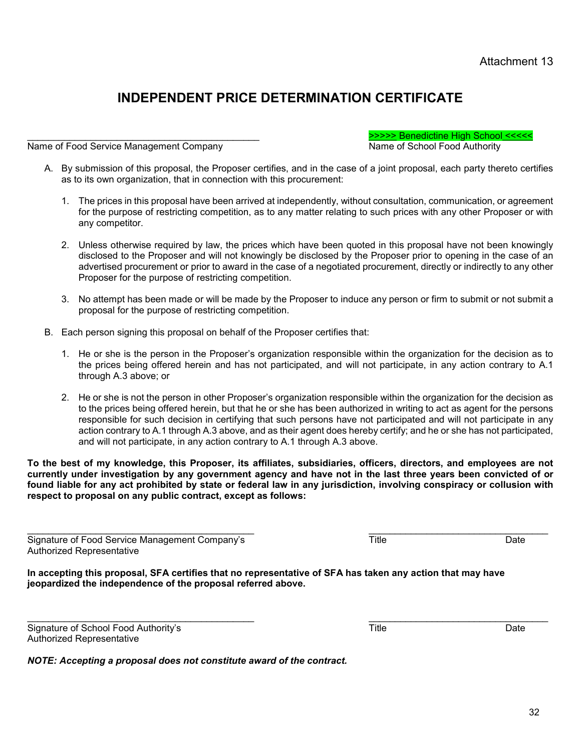Attachment 13

# INDEPENDENT PRICE DETERMINATION CERTIFICATE

_____________________________________________ &nbsp;&nbsp;&nbsp;&nbsp;&nbsp;&nbsp; >>>>> Benedictine High School <<<<<

Name of Food Service Management Company &nbsp;&nbsp;&nbsp;&nbsp;&nbsp;&nbsp; Name of School Food Authority

A. By submission of this proposal, the Proposer certifies, and in the case of a joint proposal, each party thereto certifies as to its own organization, that in connection with this procurement:

   1. The prices in this proposal have been arrived at independently, without consultation, communication, or agreement for the purpose of restricting competition, as to any matter relating to such prices with any other Proposer or with any competitor.

   2. Unless otherwise required by law, the prices which have been quoted in this proposal have not been knowingly disclosed to the Proposer and will not knowingly be disclosed by the Proposer prior to opening in the case of an advertised procurement or prior to award in the case of a negotiated procurement, directly or indirectly to any other Proposer for the purpose of restricting competition.

   3. No attempt has been made or will be made by the Proposer to induce any person or firm to submit or not submit a proposal for the purpose of restricting competition.

B. Each person signing this proposal on behalf of the Proposer certifies that:

   1. He or she is the person in the Proposer's organization responsible within the organization for the decision as to the prices being offered herein and has not participated, and will not participate, in any action contrary to A.1 through A.3 above; or

   2. He or she is not the person in other Proposer's organization responsible within the organization for the decision as to the prices being offered herein, but that he or she has been authorized in writing to act as agent for the persons responsible for such decision in certifying that such persons have not participated and will not participate in any action contrary to A.1 through A.3 above, and as their agent does hereby certify; and he or she has not participated, and will not participate, in any action contrary to A.1 through A.3 above.

**To the best of my knowledge, this Proposer, its affiliates, subsidiaries, officers, directors, and employees are not currently under investigation by any government agency and have not in the last three years been convicted of or found liable for any act prohibited by state or federal law in any jurisdiction, involving conspiracy or collusion with respect to proposal on any public contract, except as follows:**

_____________________________________________ &nbsp;&nbsp;&nbsp;&nbsp;&nbsp;&nbsp; ___________________________________

Signature of Food Service Management Company's Authorized Representative &nbsp;&nbsp;&nbsp;&nbsp;&nbsp;&nbsp; Title &nbsp;&nbsp;&nbsp;&nbsp;&nbsp;&nbsp; Date

**In accepting this proposal, SFA certifies that no representative of SFA has taken any action that may have jeopardized the independence of the proposal referred above.**

_____________________________________________ &nbsp;&nbsp;&nbsp;&nbsp;&nbsp;&nbsp; ___________________________________

Signature of School Food Authority's Authorized Representative &nbsp;&nbsp;&nbsp;&nbsp;&nbsp;&nbsp; Title &nbsp;&nbsp;&nbsp;&nbsp;&nbsp;&nbsp; Date

***NOTE: Accepting a proposal does not constitute award of the contract.***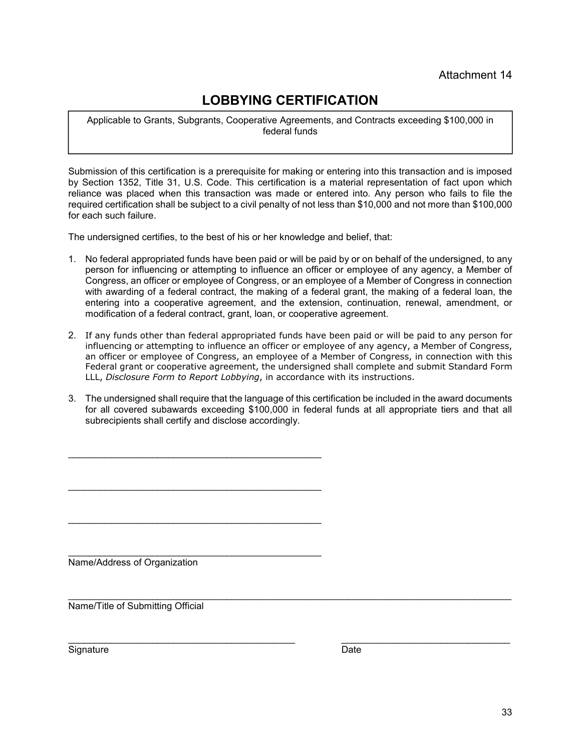Attachment 14

# LOBBYING CERTIFICATION

Applicable to Grants, Subgrants, Cooperative Agreements, and Contracts exceeding $100,000 in federal funds

Submission of this certification is a prerequisite for making or entering into this transaction and is imposed by Section 1352, Title 31, U.S. Code. This certification is a material representation of fact upon which reliance was placed when this transaction was made or entered into. Any person who fails to file the required certification shall be subject to a civil penalty of not less than $10,000 and not more than $100,000 for each such failure.

The undersigned certifies, to the best of his or her knowledge and belief, that:

1. No federal appropriated funds have been paid or will be paid by or on behalf of the undersigned, to any person for influencing or attempting to influence an officer or employee of any agency, a Member of Congress, an officer or employee of Congress, or an employee of a Member of Congress in connection with awarding of a federal contract, the making of a federal grant, the making of a federal loan, the entering into a cooperative agreement, and the extension, continuation, renewal, amendment, or modification of a federal contract, grant, loan, or cooperative agreement.

2. If any funds other than federal appropriated funds have been paid or will be paid to any person for influencing or attempting to influence an officer or employee of any agency, a Member of Congress, an officer or employee of Congress, an employee of a Member of Congress, in connection with this Federal grant or cooperative agreement, the undersigned shall complete and submit Standard Form LLL, *Disclosure Form to Report Lobbying*, in accordance with its instructions.

3. The undersigned shall require that the language of this certification be included in the award documents for all covered subawards exceeding $100,000 in federal funds at all appropriate tiers and that all subrecipients shall certify and disclose accordingly.

\_\_\_\_\_\_\_\_\_\_\_\_\_\_\_\_\_\_\_\_\_\_\_\_\_\_\_\_\_\_\_\_\_\_\_\_\_\_\_\_\_\_\_\_\_\_\_\_

\_\_\_\_\_\_\_\_\_\_\_\_\_\_\_\_\_\_\_\_\_\_\_\_\_\_\_\_\_\_\_\_\_\_\_\_\_\_\_\_\_\_\_\_\_\_\_\_

\_\_\_\_\_\_\_\_\_\_\_\_\_\_\_\_\_\_\_\_\_\_\_\_\_\_\_\_\_\_\_\_\_\_\_\_\_\_\_\_\_\_\_\_\_\_\_\_

\_\_\_\_\_\_\_\_\_\_\_\_\_\_\_\_\_\_\_\_\_\_\_\_\_\_\_\_\_\_\_\_\_\_\_\_\_\_\_\_\_\_\_\_\_\_\_\_

Name/Address of Organization

\_\_\_\_\_\_\_\_\_\_\_\_\_\_\_\_\_\_\_\_\_\_\_\_\_\_\_\_\_\_\_\_\_\_\_\_\_\_\_\_\_\_\_\_\_\_\_\_\_\_\_\_\_\_\_\_\_\_\_\_\_\_\_\_\_\_\_\_\_\_\_\_\_\_\_\_\_\_\_\_

Name/Title of Submitting Official

\_\_\_\_\_\_\_\_\_\_\_\_\_\_\_\_\_\_\_\_\_\_\_\_\_\_\_\_\_\_\_\_\_\_\_\_\_\_\_\_\_\_\_\_ \_\_\_\_\_\_\_\_\_\_\_\_\_\_\_\_\_\_\_\_\_\_\_\_\_\_\_\_\_\_\_\_

Signature Date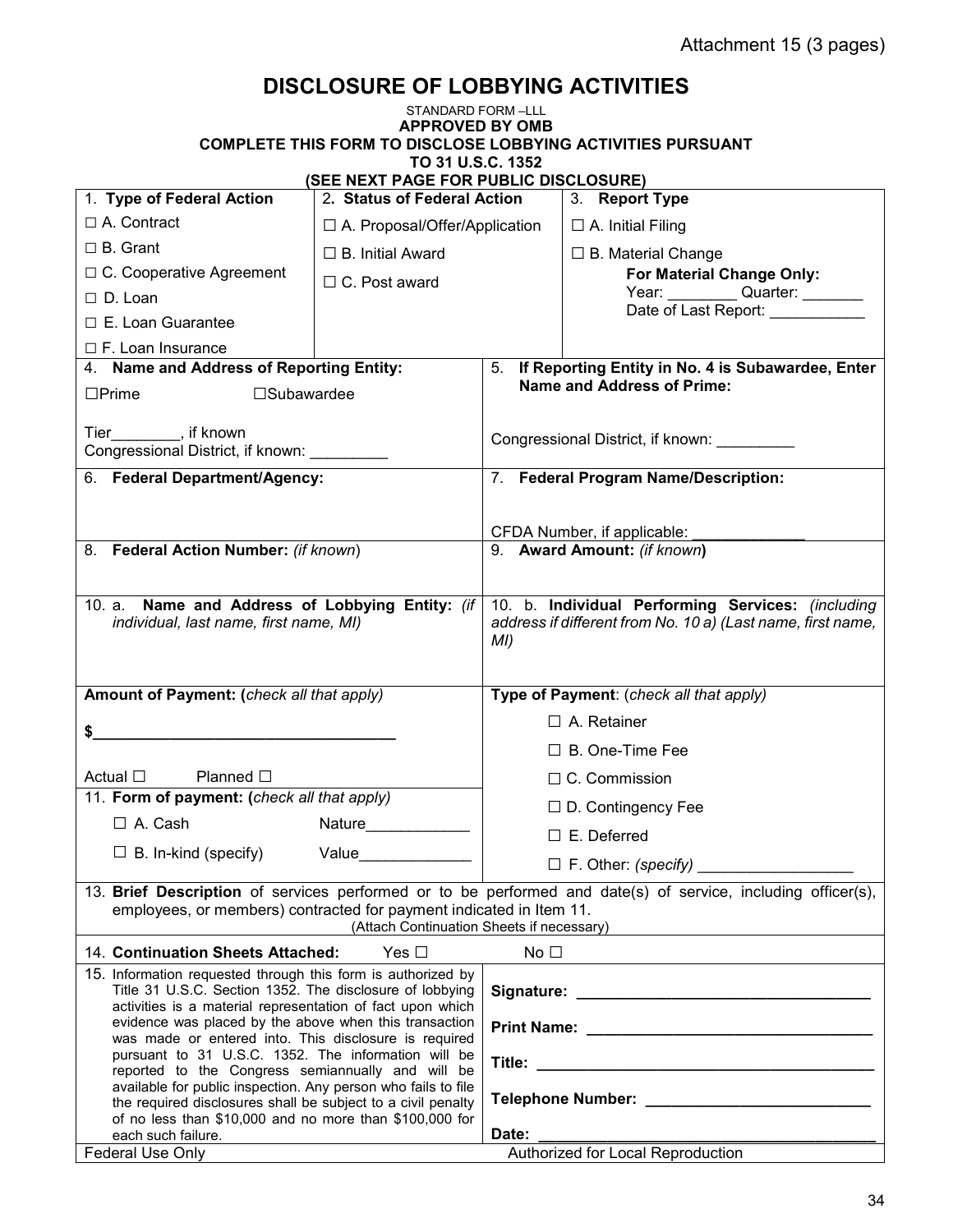Attachment 15 (3 pages)

# DISCLOSURE OF LOBBYING ACTIVITIES

STANDARD FORM –LLL
**APPROVED BY OMB**
**COMPLETE THIS FORM TO DISCLOSE LOBBYING ACTIVITIES PURSUANT TO 31 U.S.C. 1352**
**(SEE NEXT PAGE FOR PUBLIC DISCLOSURE)**

| 1. **Type of Federal Action** | 2. **Status of Federal Action** | 3. **Report Type** |
|---|---|---|
| ☐ A. Contract<br>☐ B. Grant<br>☐ C. Cooperative Agreement<br>☐ D. Loan<br>☐ E. Loan Guarantee<br>☐ F. Loan Insurance | ☐ A. Proposal/Offer/Application<br>☐ B. Initial Award<br>☐ C. Post award | ☐ A. Initial Filing<br>☐ B. Material Change<br>**For Material Change Only:**<br>Year: ________ Quarter: _______<br>Date of Last Report: ___________ |

| | |
|---|---|
| 4. **Name and Address of Reporting Entity:**<br>☐Prime ☐Subawardee<br><br>Tier________, if known<br>Congressional District, if known: _________ | 5. **If Reporting Entity in No. 4 is Subawardee, Enter Name and Address of Prime:**<br><br>Congressional District, if known: _________ |
| 6. **Federal Department/Agency:** | 7. **Federal Program Name/Description:**<br><br>CFDA Number, if applicable: _____________ |
| 8. **Federal Action Number:** *(if known)* | 9. **Award Amount:** *(if known)* |
| 10. a. **Name and Address of Lobbying Entity:** *(if individual, last name, first name, MI)* | 10. b. **Individual Performing Services:** *(including address if different from No. 10 a) (Last name, first name, MI)* |
| **Amount of Payment: (***check all that apply)*<br><br>**$**___________________________________<br><br>Actual ☐ Planned ☐ | **Type of Payment**: (*check all that apply)*<br>☐ A. Retainer<br>☐ B. One-Time Fee<br>☐ C. Commission<br>☐ D. Contingency Fee<br>☐ E. Deferred<br>☐ F. Other: *(specify)* _________________ |
| 11. **Form of payment: (***check all that apply)*<br>☐ A. Cash Nature____________<br>☐ B. In-kind (specify) Value_____________ | |

13. **Brief Description** of services performed or to be performed and date(s) of service, including officer(s), employees, or members) contracted for payment indicated in Item 11.
(Attach Continuation Sheets if necessary)

14. **Continuation Sheets Attached:** Yes ☐ No ☐

| | |
|---|---|
| 15. Information requested through this form is authorized by Title 31 U.S.C. Section 1352. The disclosure of lobbying activities is a material representation of fact upon which evidence was placed by the above when this transaction was made or entered into. This disclosure is required pursuant to 31 U.S.C. 1352. The information will be reported to the Congress semiannually and will be available for public inspection. Any person who fails to file the required disclosures shall be subject to a civil penalty of no less than $10,000 and no more than $100,000 for each such failure. | **Signature:** _______________________________<br>**Print Name:** ______________________________<br>**Title:** ____________________________________<br>**Telephone Number:** ________________________<br>**Date:** ____________________________________ |
| Federal Use Only | Authorized for Local Reproduction |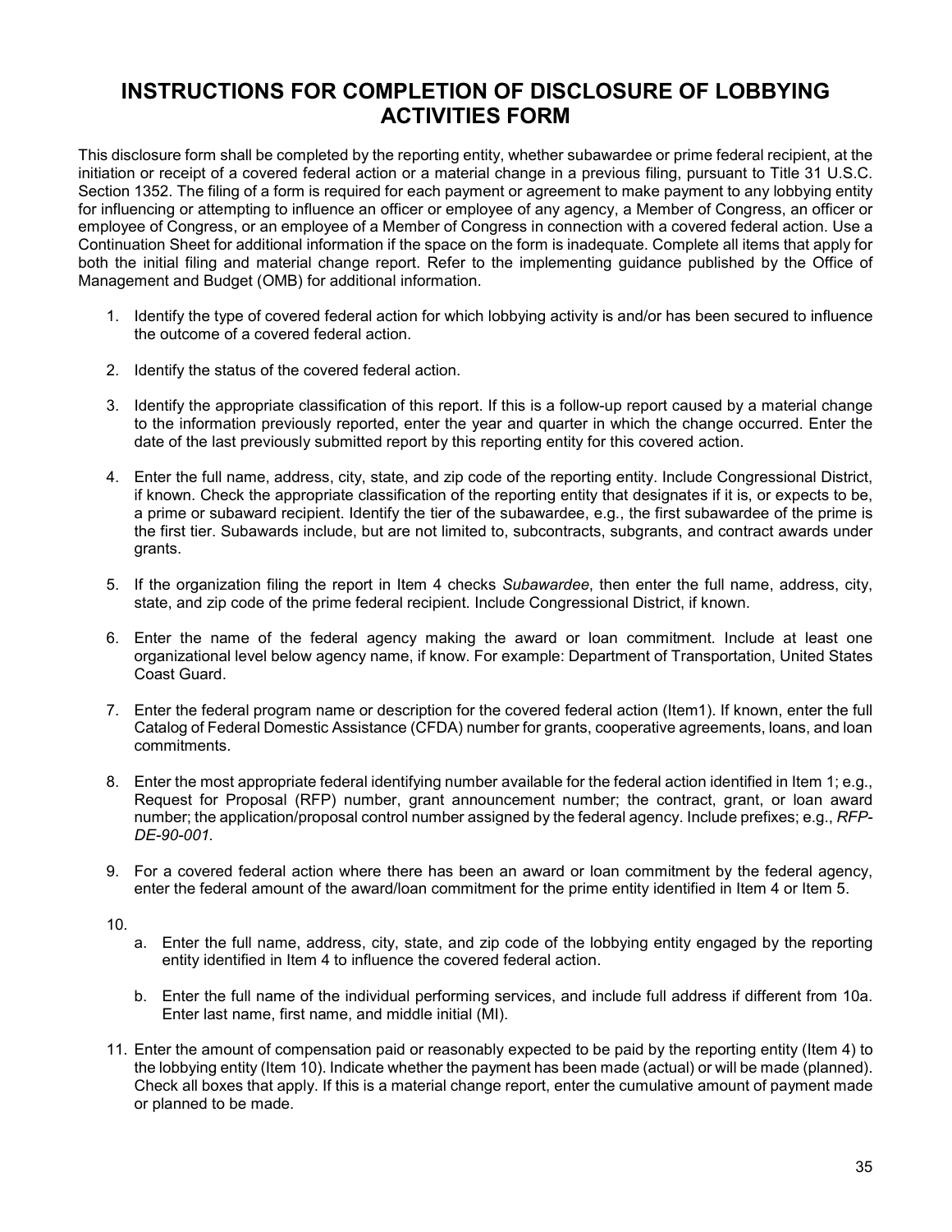# INSTRUCTIONS FOR COMPLETION OF DISCLOSURE OF LOBBYING ACTIVITIES FORM

This disclosure form shall be completed by the reporting entity, whether subawardee or prime federal recipient, at the initiation or receipt of a covered federal action or a material change in a previous filing, pursuant to Title 31 U.S.C. Section 1352. The filing of a form is required for each payment or agreement to make payment to any lobbying entity for influencing or attempting to influence an officer or employee of any agency, a Member of Congress, an officer or employee of Congress, or an employee of a Member of Congress in connection with a covered federal action. Use a Continuation Sheet for additional information if the space on the form is inadequate. Complete all items that apply for both the initial filing and material change report. Refer to the implementing guidance published by the Office of Management and Budget (OMB) for additional information.

1. Identify the type of covered federal action for which lobbying activity is and/or has been secured to influence the outcome of a covered federal action.

2. Identify the status of the covered federal action.

3. Identify the appropriate classification of this report. If this is a follow-up report caused by a material change to the information previously reported, enter the year and quarter in which the change occurred. Enter the date of the last previously submitted report by this reporting entity for this covered action.

4. Enter the full name, address, city, state, and zip code of the reporting entity. Include Congressional District, if known. Check the appropriate classification of the reporting entity that designates if it is, or expects to be, a prime or subaward recipient. Identify the tier of the subawardee, e.g., the first subawardee of the prime is the first tier. Subawards include, but are not limited to, subcontracts, subgrants, and contract awards under grants.

5. If the organization filing the report in Item 4 checks *Subawardee*, then enter the full name, address, city, state, and zip code of the prime federal recipient. Include Congressional District, if known.

6. Enter the name of the federal agency making the award or loan commitment. Include at least one organizational level below agency name, if know. For example: Department of Transportation, United States Coast Guard.

7. Enter the federal program name or description for the covered federal action (Item1). If known, enter the full Catalog of Federal Domestic Assistance (CFDA) number for grants, cooperative agreements, loans, and loan commitments.

8. Enter the most appropriate federal identifying number available for the federal action identified in Item 1; e.g., Request for Proposal (RFP) number, grant announcement number; the contract, grant, or loan award number; the application/proposal control number assigned by the federal agency. Include prefixes; e.g., *RFP-DE-90-001.*

9. For a covered federal action where there has been an award or loan commitment by the federal agency, enter the federal amount of the award/loan commitment for the prime entity identified in Item 4 or Item 5.

10.
   a. Enter the full name, address, city, state, and zip code of the lobbying entity engaged by the reporting entity identified in Item 4 to influence the covered federal action.

   b. Enter the full name of the individual performing services, and include full address if different from 10a. Enter last name, first name, and middle initial (MI).

11. Enter the amount of compensation paid or reasonably expected to be paid by the reporting entity (Item 4) to the lobbying entity (Item 10). Indicate whether the payment has been made (actual) or will be made (planned). Check all boxes that apply. If this is a material change report, enter the cumulative amount of payment made or planned to be made.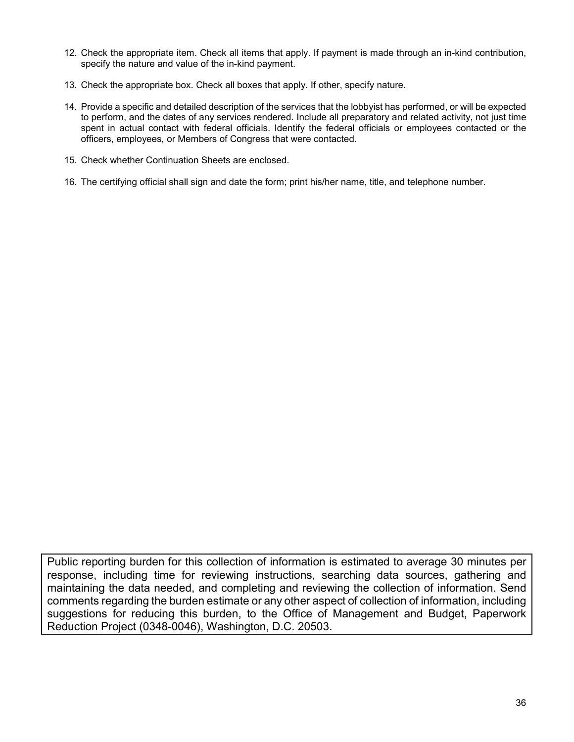12. Check the appropriate item. Check all items that apply. If payment is made through an in-kind contribution, specify the nature and value of the in-kind payment.

13. Check the appropriate box. Check all boxes that apply. If other, specify nature.

14. Provide a specific and detailed description of the services that the lobbyist has performed, or will be expected to perform, and the dates of any services rendered. Include all preparatory and related activity, not just time spent in actual contact with federal officials. Identify the federal officials or employees contacted or the officers, employees, or Members of Congress that were contacted.

15. Check whether Continuation Sheets are enclosed.

16. The certifying official shall sign and date the form; print his/her name, title, and telephone number.

Public reporting burden for this collection of information is estimated to average 30 minutes per response, including time for reviewing instructions, searching data sources, gathering and maintaining the data needed, and completing and reviewing the collection of information. Send comments regarding the burden estimate or any other aspect of collection of information, including suggestions for reducing this burden, to the Office of Management and Budget, Paperwork Reduction Project (0348-0046), Washington, D.C. 20503.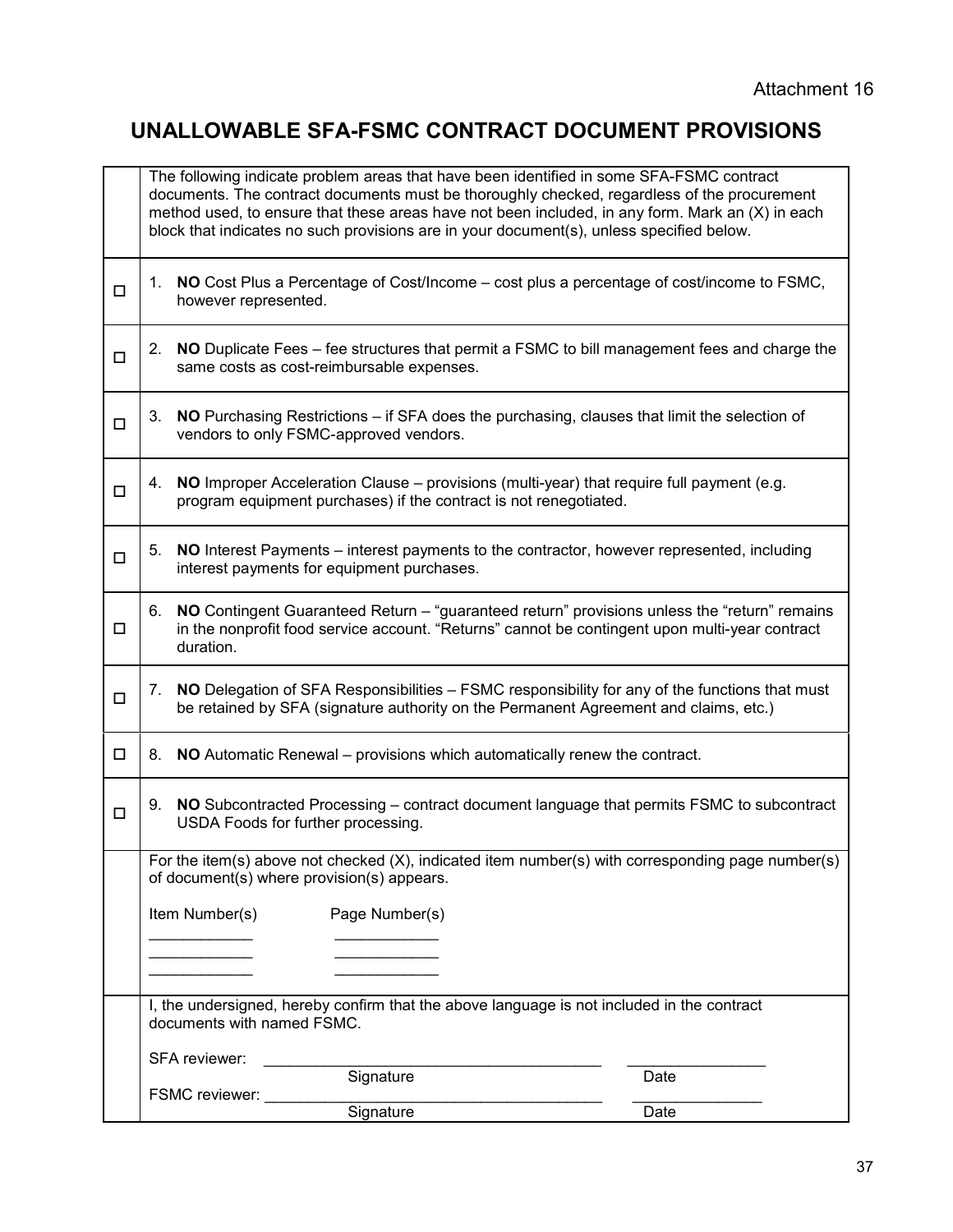Attachment 16

# UNALLOWABLE SFA-FSMC CONTRACT DOCUMENT PROVISIONS

| | |
|---|---|
| | The following indicate problem areas that have been identified in some SFA-FSMC contract documents. The contract documents must be thoroughly checked, regardless of the procurement method used, to ensure that these areas have not been included, in any form. Mark an (X) in each block that indicates no such provisions are in your document(s), unless specified below. |
| ☐ | 1. **NO** Cost Plus a Percentage of Cost/Income – cost plus a percentage of cost/income to FSMC, however represented. |
| ☐ | 2. **NO** Duplicate Fees – fee structures that permit a FSMC to bill management fees and charge the same costs as cost-reimbursable expenses. |
| ☐ | 3. **NO** Purchasing Restrictions – if SFA does the purchasing, clauses that limit the selection of vendors to only FSMC-approved vendors. |
| ☐ | 4. **NO** Improper Acceleration Clause – provisions (multi-year) that require full payment (e.g. program equipment purchases) if the contract is not renegotiated. |
| ☐ | 5. **NO** Interest Payments – interest payments to the contractor, however represented, including interest payments for equipment purchases. |
| ☐ | 6. **NO** Contingent Guaranteed Return – "guaranteed return" provisions unless the "return" remains in the nonprofit food service account. "Returns" cannot be contingent upon multi-year contract duration. |
| ☐ | 7. **NO** Delegation of SFA Responsibilities – FSMC responsibility for any of the functions that must be retained by SFA (signature authority on the Permanent Agreement and claims, etc.) |
| ☐ | 8. **NO** Automatic Renewal – provisions which automatically renew the contract. |
| ☐ | 9. **NO** Subcontracted Processing – contract document language that permits FSMC to subcontract USDA Foods for further processing. |
| | For the item(s) above not checked (X), indicated item number(s) with corresponding page number(s) of document(s) where provision(s) appears.<br><br>Item Number(s) Page Number(s)<br>____________ ____________<br>____________ ____________<br>____________ ____________ |
| | I, the undersigned, hereby confirm that the above language is not included in the contract documents with named FSMC.<br><br>SFA reviewer: ________________________________________ ________________<br>Signature Date<br>FSMC reviewer: ________________________________________ _______________<br>Signature Date |